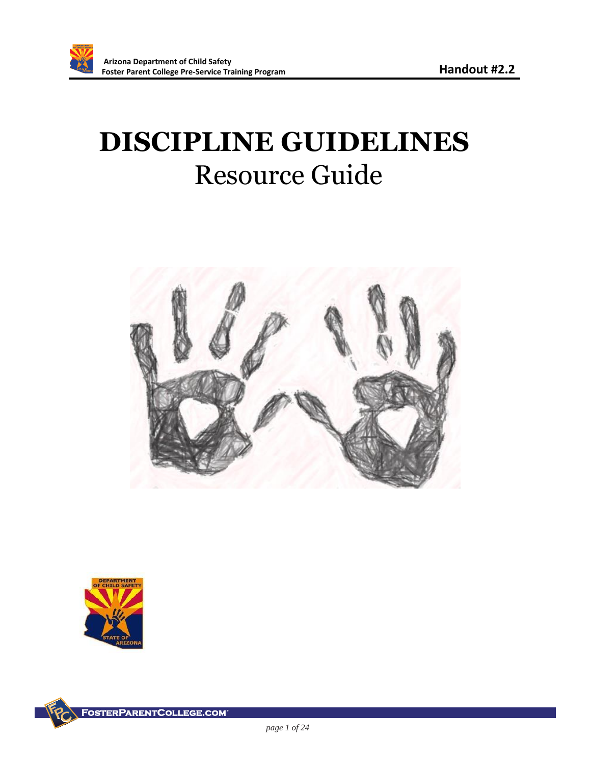# DISCIPLINE GUIDELINES

Resource Guide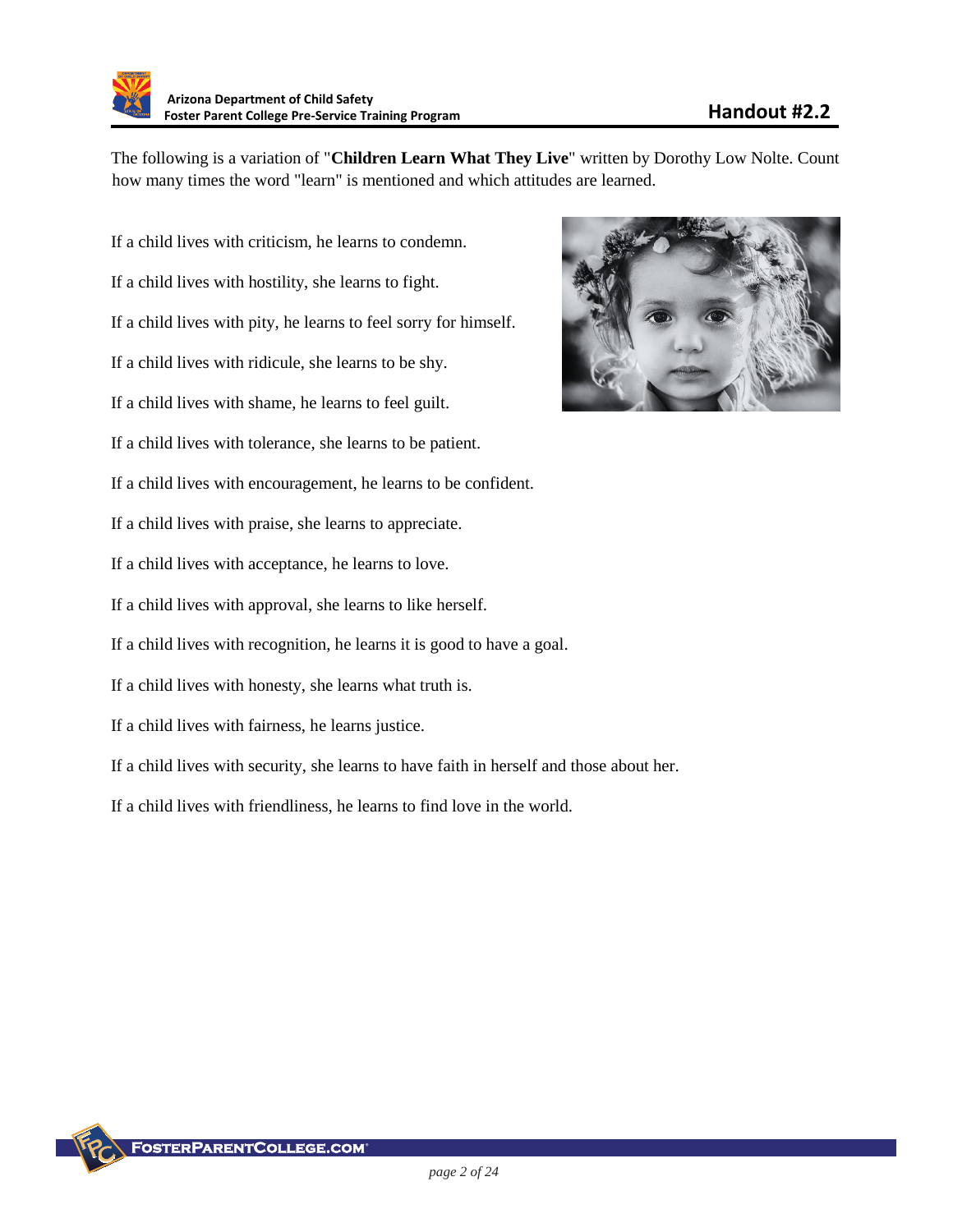The following is a variation of "**Children Learn What They Live**" written by Dorothy Low Nolte. Count how many times the word "learn" is mentioned and which attitudes are learned.

If a child lives with criticism, he learns to condemn.

If a child lives with hostility, she learns to fight.

If a child lives with pity, he learns to feel sorry for himself.

If a child lives with ridicule, she learns to be shy.

If a child lives with shame, he learns to feel guilt.

If a child lives with tolerance, she learns to be patient.

If a child lives with encouragement, he learns to be confident.

If a child lives with praise, she learns to appreciate.

If a child lives with acceptance, he learns to love.

If a child lives with approval, she learns to like herself.

If a child lives with recognition, he learns it is good to have a goal.

If a child lives with honesty, she learns what truth is.

If a child lives with fairness, he learns justice.

If a child lives with security, she learns to have faith in herself and those about her.

If a child lives with friendliness, he learns to find love in the world.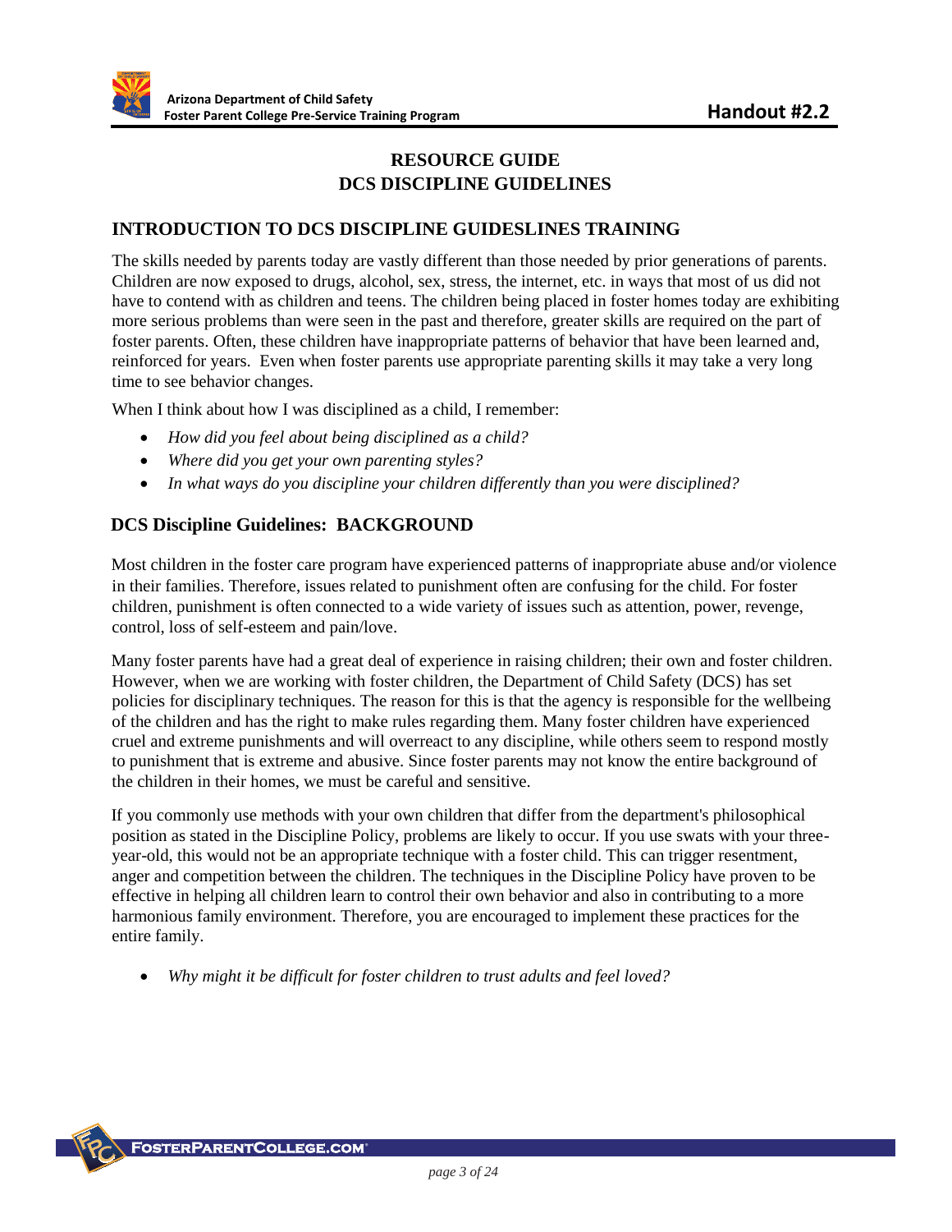# RESOURCE GUIDE
# DCS DISCIPLINE GUIDELINES

## INTRODUCTION TO DCS DISCIPLINE GUIDESLINES TRAINING

The skills needed by parents today are vastly different than those needed by prior generations of parents. Children are now exposed to drugs, alcohol, sex, stress, the internet, etc. in ways that most of us did not have to contend with as children and teens. The children being placed in foster homes today are exhibiting more serious problems than were seen in the past and therefore, greater skills are required on the part of foster parents. Often, these children have inappropriate patterns of behavior that have been learned and, reinforced for years. Even when foster parents use appropriate parenting skills it may take a very long time to see behavior changes.

When I think about how I was disciplined as a child, I remember:

- *How did you feel about being disciplined as a child?*
- *Where did you get your own parenting styles?*
- *In what ways do you discipline your children differently than you were disciplined?*

## DCS Discipline Guidelines: BACKGROUND

Most children in the foster care program have experienced patterns of inappropriate abuse and/or violence in their families. Therefore, issues related to punishment often are confusing for the child. For foster children, punishment is often connected to a wide variety of issues such as attention, power, revenge, control, loss of self-esteem and pain/love.

Many foster parents have had a great deal of experience in raising children; their own and foster children. However, when we are working with foster children, the Department of Child Safety (DCS) has set policies for disciplinary techniques. The reason for this is that the agency is responsible for the wellbeing of the children and has the right to make rules regarding them. Many foster children have experienced cruel and extreme punishments and will overreact to any discipline, while others seem to respond mostly to punishment that is extreme and abusive. Since foster parents may not know the entire background of the children in their homes, we must be careful and sensitive.

If you commonly use methods with your own children that differ from the department's philosophical position as stated in the Discipline Policy, problems are likely to occur. If you use swats with your three-year-old, this would not be an appropriate technique with a foster child. This can trigger resentment, anger and competition between the children. The techniques in the Discipline Policy have proven to be effective in helping all children learn to control their own behavior and also in contributing to a more harmonious family environment. Therefore, you are encouraged to implement these practices for the entire family.

- *Why might it be difficult for foster children to trust adults and feel loved?*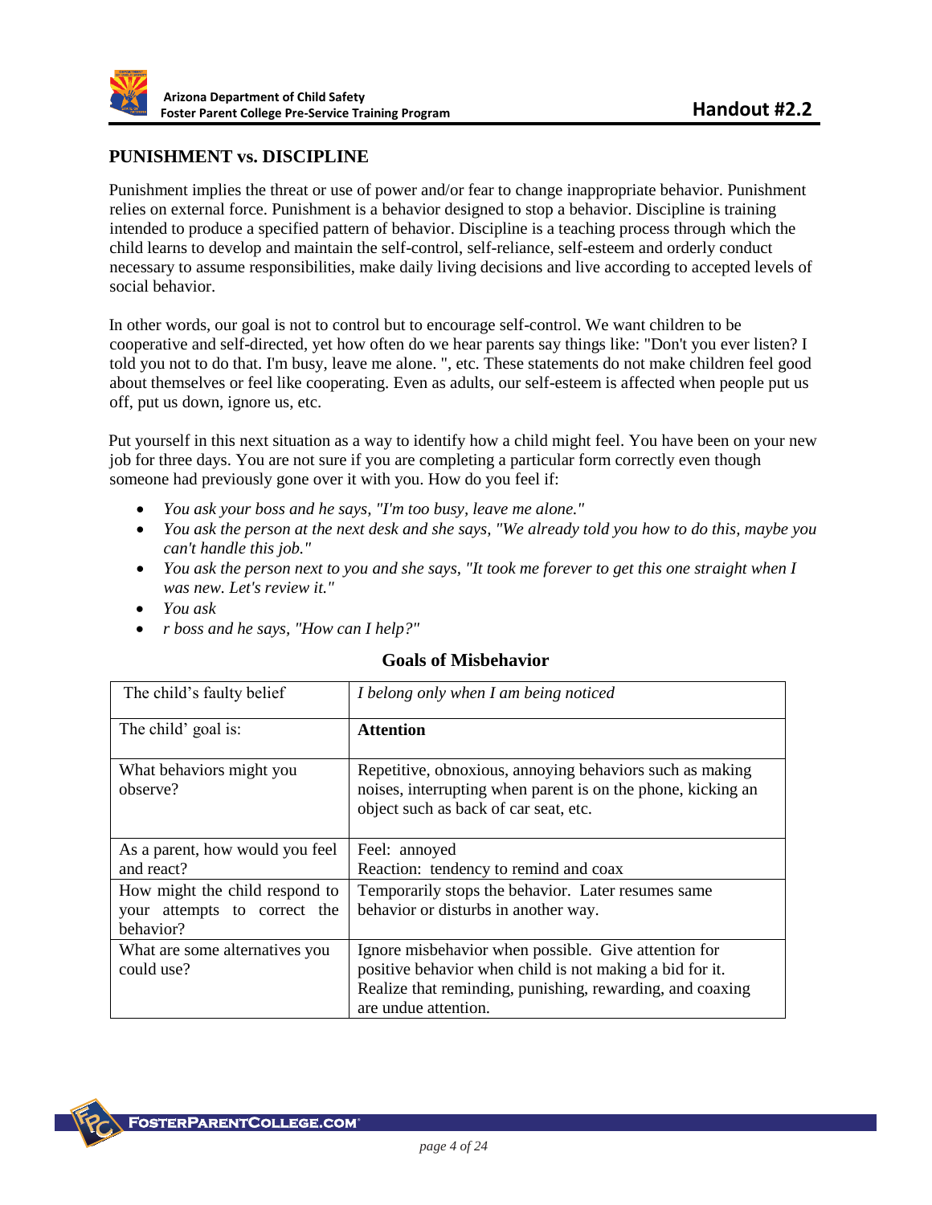## PUNISHMENT vs. DISCIPLINE

Punishment implies the threat or use of power and/or fear to change inappropriate behavior. Punishment relies on external force. Punishment is a behavior designed to stop a behavior. Discipline is training intended to produce a specified pattern of behavior. Discipline is a teaching process through which the child learns to develop and maintain the self-control, self-reliance, self-esteem and orderly conduct necessary to assume responsibilities, make daily living decisions and live according to accepted levels of social behavior.

In other words, our goal is not to control but to encourage self-control. We want children to be cooperative and self-directed, yet how often do we hear parents say things like: "Don't you ever listen? I told you not to do that. I'm busy, leave me alone. ", etc. These statements do not make children feel good about themselves or feel like cooperating. Even as adults, our self-esteem is affected when people put us off, put us down, ignore us, etc.

Put yourself in this next situation as a way to identify how a child might feel. You have been on your new job for three days. You are not sure if you are completing a particular form correctly even though someone had previously gone over it with you. How do you feel if:

- *You ask your boss and he says, "I'm too busy, leave me alone."*
- *You ask the person at the next desk and she says, "We already told you how to do this, maybe you can't handle this job."*
- *You ask the person next to you and she says, "It took me forever to get this one straight when I was new. Let's review it."*
- *You ask*
- *r boss and he says, "How can I help?"*

### Goals of Misbehavior

| | |
|---|---|
| The child's faulty belief | *I belong only when I am being noticed* |
| The child' goal is: | **Attention** |
| What behaviors might you observe? | Repetitive, obnoxious, annoying behaviors such as making noises, interrupting when parent is on the phone, kicking an object such as back of car seat, etc. |
| As a parent, how would you feel and react? | Feel: annoyed<br>Reaction: tendency to remind and coax |
| How might the child respond to your attempts to correct the behavior? | Temporarily stops the behavior. Later resumes same behavior or disturbs in another way. |
| What are some alternatives you could use? | Ignore misbehavior when possible. Give attention for positive behavior when child is not making a bid for it. Realize that reminding, punishing, rewarding, and coaxing are undue attention. |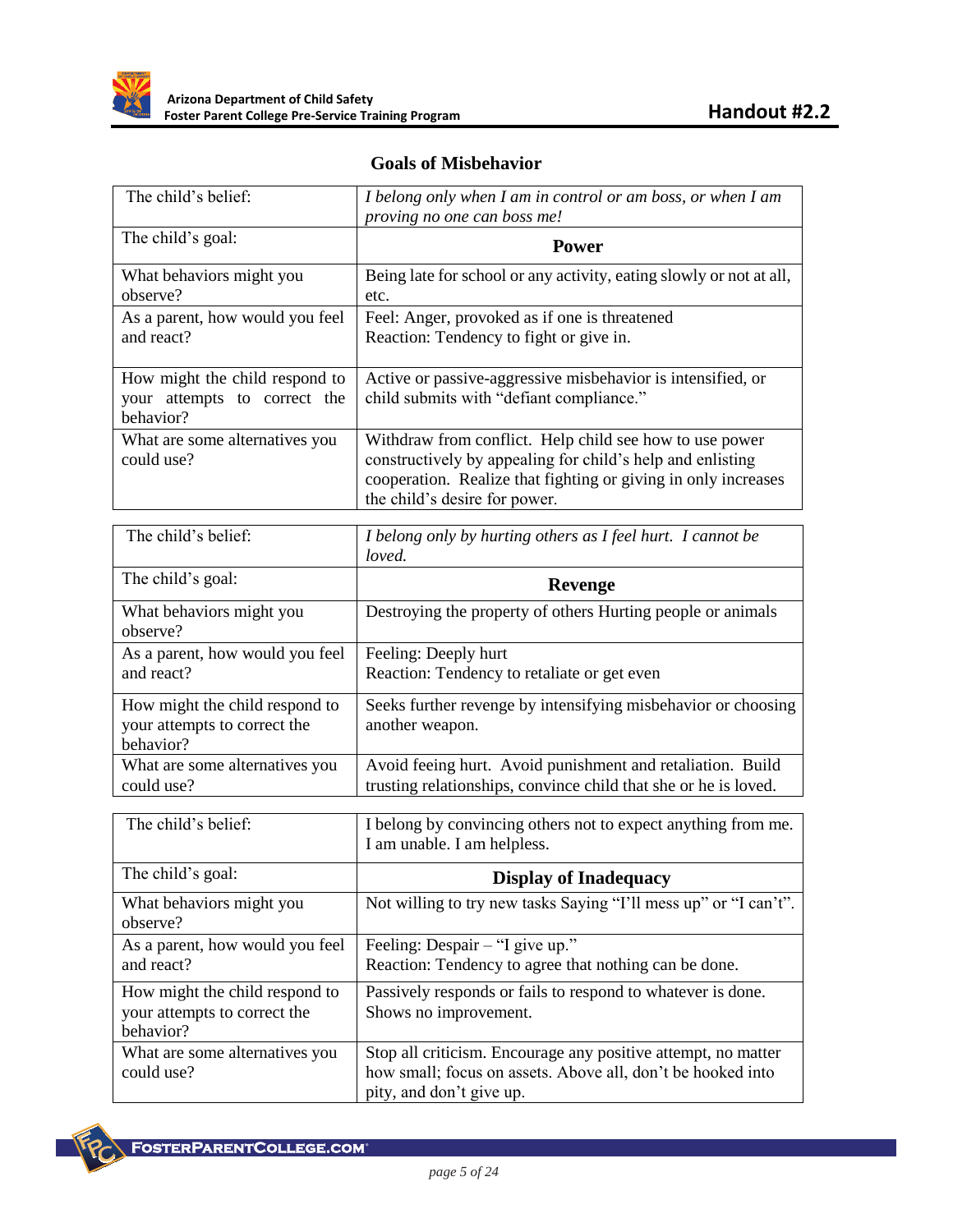# Goals of Misbehavior

| | |
|---|---|
| The child's belief: | *I belong only when I am in control or am boss, or when I am proving no one can boss me!* |
| The child's goal: | **Power** |
| What behaviors might you observe? | Being late for school or any activity, eating slowly or not at all, etc. |
| As a parent, how would you feel and react? | Feel: Anger, provoked as if one is threatened<br>Reaction: Tendency to fight or give in. |
| How might the child respond to your attempts to correct the behavior? | Active or passive-aggressive misbehavior is intensified, or child submits with "defiant compliance." |
| What are some alternatives you could use? | Withdraw from conflict. Help child see how to use power constructively by appealing for child's help and enlisting cooperation. Realize that fighting or giving in only increases the child's desire for power. |

| | |
|---|---|
| The child's belief: | *I belong only by hurting others as I feel hurt. I cannot be loved.* |
| The child's goal: | **Revenge** |
| What behaviors might you observe? | Destroying the property of others Hurting people or animals |
| As a parent, how would you feel and react? | Feeling: Deeply hurt<br>Reaction: Tendency to retaliate or get even |
| How might the child respond to your attempts to correct the behavior? | Seeks further revenge by intensifying misbehavior or choosing another weapon. |
| What are some alternatives you could use? | Avoid feeing hurt. Avoid punishment and retaliation. Build trusting relationships, convince child that she or he is loved. |

| | |
|---|---|
| The child's belief: | I belong by convincing others not to expect anything from me. I am unable. I am helpless. |
| The child's goal: | **Display of Inadequacy** |
| What behaviors might you observe? | Not willing to try new tasks Saying "I'll mess up" or "I can't". |
| As a parent, how would you feel and react? | Feeling: Despair – "I give up."<br>Reaction: Tendency to agree that nothing can be done. |
| How might the child respond to your attempts to correct the behavior? | Passively responds or fails to respond to whatever is done. Shows no improvement. |
| What are some alternatives you could use? | Stop all criticism. Encourage any positive attempt, no matter how small; focus on assets. Above all, don't be hooked into pity, and don't give up. |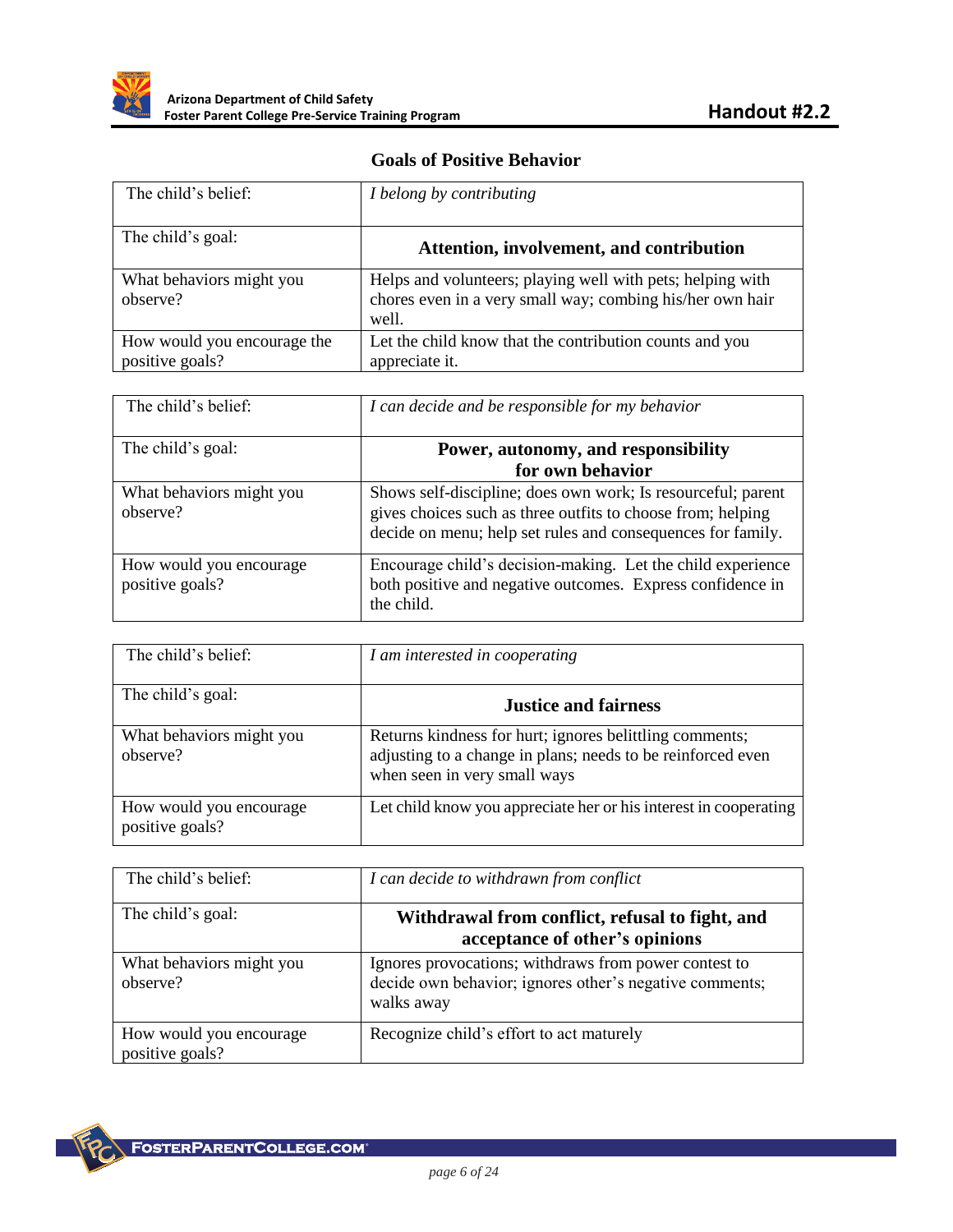## Goals of Positive Behavior

| | |
|---|---|
| The child's belief: | *I belong by contributing* |
| The child's goal: | **Attention, involvement, and contribution** |
| What behaviors might you observe? | Helps and volunteers; playing well with pets; helping with chores even in a very small way; combing his/her own hair well. |
| How would you encourage the positive goals? | Let the child know that the contribution counts and you appreciate it. |

| | |
|---|---|
| The child's belief: | *I can decide and be responsible for my behavior* |
| The child's goal: | **Power, autonomy, and responsibility for own behavior** |
| What behaviors might you observe? | Shows self-discipline; does own work; Is resourceful; parent gives choices such as three outfits to choose from; helping decide on menu; help set rules and consequences for family. |
| How would you encourage positive goals? | Encourage child's decision-making. Let the child experience both positive and negative outcomes. Express confidence in the child. |

| | |
|---|---|
| The child's belief: | *I am interested in cooperating* |
| The child's goal: | **Justice and fairness** |
| What behaviors might you observe? | Returns kindness for hurt; ignores belittling comments; adjusting to a change in plans; needs to be reinforced even when seen in very small ways |
| How would you encourage positive goals? | Let child know you appreciate her or his interest in cooperating |

| | |
|---|---|
| The child's belief: | *I can decide to withdrawn from conflict* |
| The child's goal: | **Withdrawal from conflict, refusal to fight, and acceptance of other's opinions** |
| What behaviors might you observe? | Ignores provocations; withdraws from power contest to decide own behavior; ignores other's negative comments; walks away |
| How would you encourage positive goals? | Recognize child's effort to act maturely |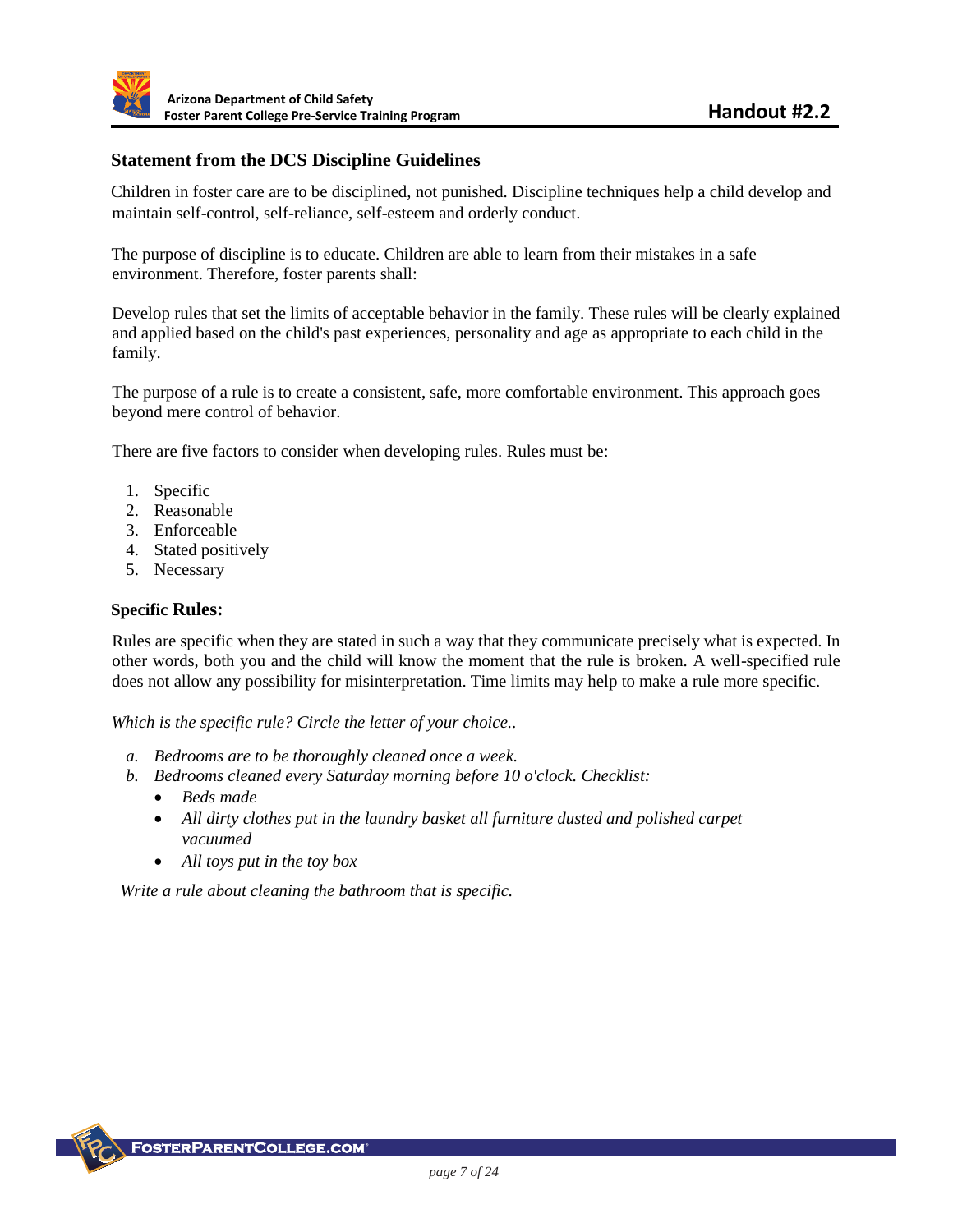### Statement from the DCS Discipline Guidelines

Children in foster care are to be disciplined, not punished. Discipline techniques help a child develop and maintain self-control, self-reliance, self-esteem and orderly conduct.

The purpose of discipline is to educate. Children are able to learn from their mistakes in a safe environment. Therefore, foster parents shall:

Develop rules that set the limits of acceptable behavior in the family. These rules will be clearly explained and applied based on the child's past experiences, personality and age as appropriate to each child in the family.

The purpose of a rule is to create a consistent, safe, more comfortable environment. This approach goes beyond mere control of behavior.

There are five factors to consider when developing rules. Rules must be:

1. Specific
2. Reasonable
3. Enforceable
4. Stated positively
5. Necessary

### Specific Rules:

Rules are specific when they are stated in such a way that they communicate precisely what is expected. In other words, both you and the child will know the moment that the rule is broken. A well-specified rule does not allow any possibility for misinterpretation. Time limits may help to make a rule more specific.

*Which is the specific rule? Circle the letter of your choice..*

a. *Bedrooms are to be thoroughly cleaned once a week.*
b. *Bedrooms cleaned every Saturday morning before 10 o'clock. Checklist:*
    - *Beds made*
    - *All dirty clothes put in the laundry basket all furniture dusted and polished carpet vacuumed*
    - *All toys put in the toy box*

*Write a rule about cleaning the bathroom that is specific.*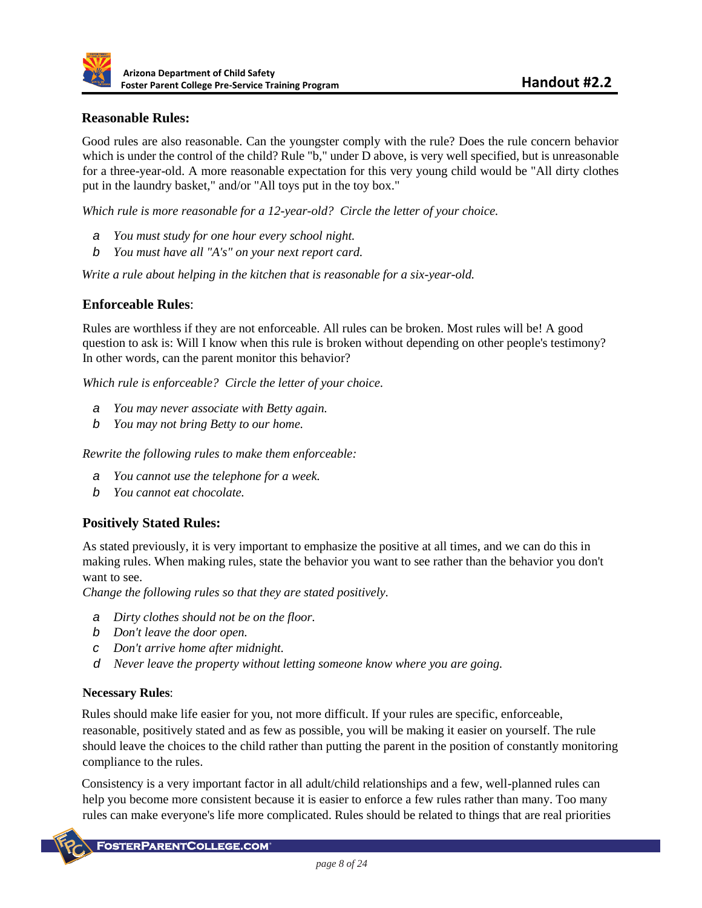### Reasonable Rules:

Good rules are also reasonable. Can the youngster comply with the rule? Does the rule concern behavior which is under the control of the child? Rule "b," under D above, is very well specified, but is unreasonable for a three-year-old. A more reasonable expectation for this very young child would be "All dirty clothes put in the laundry basket," and/or "All toys put in the toy box."

*Which rule is more reasonable for a 12-year-old? Circle the letter of your choice.*

- a *You must study for one hour every school night.*
- b *You must have all "A's" on your next report card.*

*Write a rule about helping in the kitchen that is reasonable for a six-year-old.*

### Enforceable Rules:

Rules are worthless if they are not enforceable. All rules can be broken. Most rules will be! A good question to ask is: Will I know when this rule is broken without depending on other people's testimony? In other words, can the parent monitor this behavior?

*Which rule is enforceable? Circle the letter of your choice.*

- a *You may never associate with Betty again.*
- b *You may not bring Betty to our home.*

*Rewrite the following rules to make them enforceable:*

- a *You cannot use the telephone for a week.*
- b *You cannot eat chocolate.*

### Positively Stated Rules:

As stated previously, it is very important to emphasize the positive at all times, and we can do this in making rules. When making rules, state the behavior you want to see rather than the behavior you don't want to see.
*Change the following rules so that they are stated positively.*

- a *Dirty clothes should not be on the floor.*
- b *Don't leave the door open.*
- c *Don't arrive home after midnight.*
- d *Never leave the property without letting someone know where you are going.*

**Necessary Rules**:

Rules should make life easier for you, not more difficult. If your rules are specific, enforceable, reasonable, positively stated and as few as possible, you will be making it easier on yourself. The rule should leave the choices to the child rather than putting the parent in the position of constantly monitoring compliance to the rules.

Consistency is a very important factor in all adult/child relationships and a few, well-planned rules can help you become more consistent because it is easier to enforce a few rules rather than many. Too many rules can make everyone's life more complicated. Rules should be related to things that are real priorities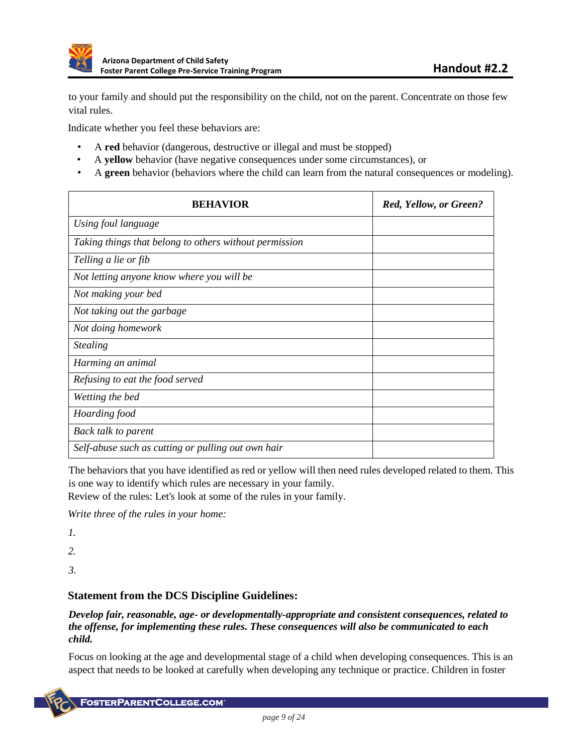to your family and should put the responsibility on the child, not on the parent. Concentrate on those few vital rules.

Indicate whether you feel these behaviors are:

- A **red** behavior (dangerous, destructive or illegal and must be stopped)
- A **yellow** behavior (have negative consequences under some circumstances), or
- A **green** behavior (behaviors where the child can learn from the natural consequences or modeling).

| BEHAVIOR | *Red, Yellow, or Green?* |
|---|---|
| *Using foul language* | |
| *Taking things that belong to others without permission* | |
| *Telling a lie or fib* | |
| *Not letting anyone know where you will be* | |
| *Not making your bed* | |
| *Not taking out the garbage* | |
| *Not doing homework* | |
| *Stealing* | |
| *Harming an animal* | |
| *Refusing to eat the food served* | |
| *Wetting the bed* | |
| *Hoarding food* | |
| *Back talk to parent* | |
| *Self-abuse such as cutting or pulling out own hair* | |

The behaviors that you have identified as red or yellow will then need rules developed related to them. This is one way to identify which rules are necessary in your family.
Review of the rules: Let's look at some of the rules in your family.

*Write three of the rules in your home:*

*1.*

*2.*

*3.*

### Statement from the DCS Discipline Guidelines:

***Develop fair, reasonable, age- or developmentally-appropriate and consistent consequences, related to the offense, for implementing these rules. These consequences will also be communicated to each child.***

Focus on looking at the age and developmental stage of a child when developing consequences. This is an aspect that needs to be looked at carefully when developing any technique or practice. Children in foster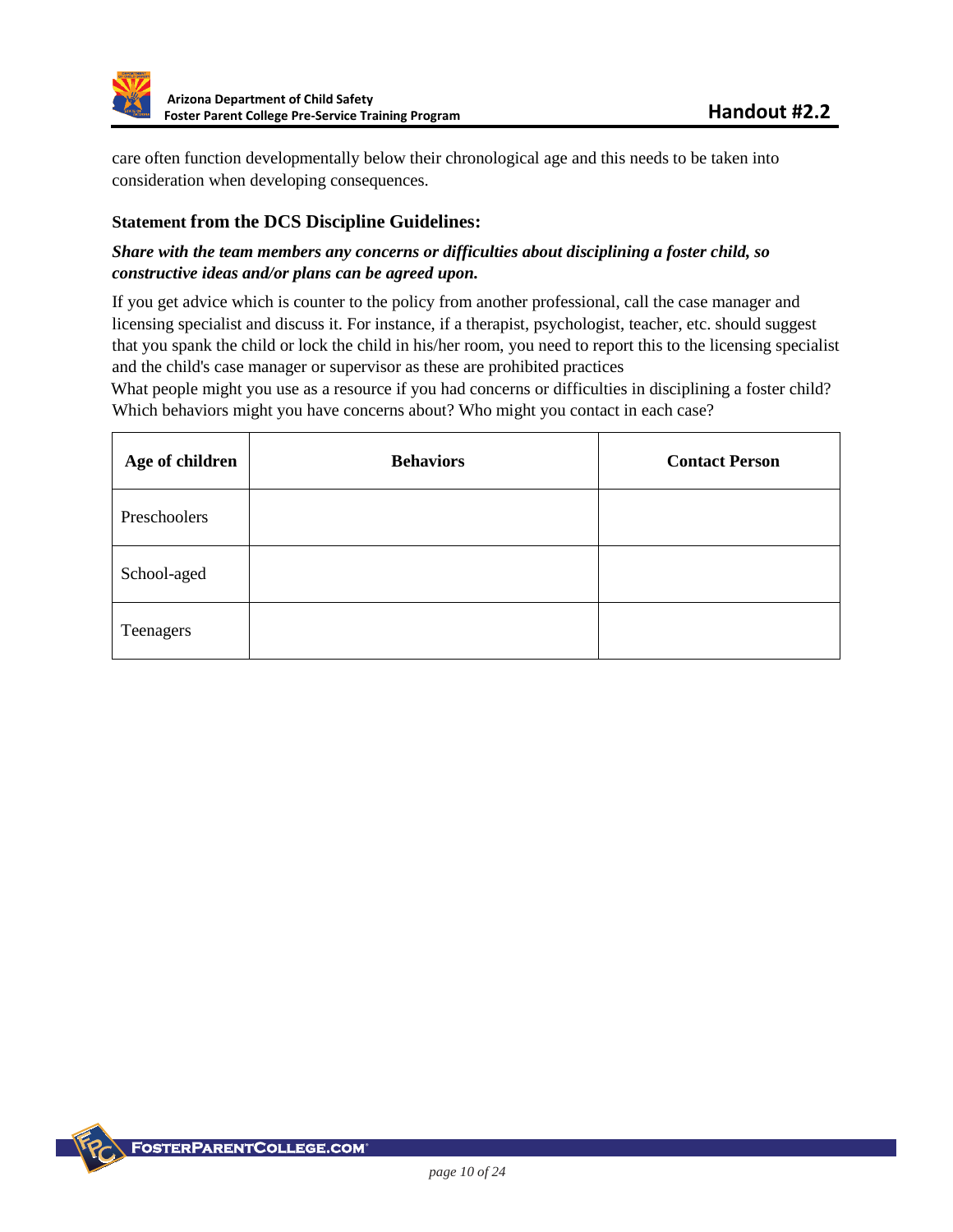care often function developmentally below their chronological age and this needs to be taken into consideration when developing consequences.

### Statement from the DCS Discipline Guidelines:

***Share with the team members any concerns or difficulties about disciplining a foster child, so constructive ideas and/or plans can be agreed upon.***

If you get advice which is counter to the policy from another professional, call the case manager and licensing specialist and discuss it. For instance, if a therapist, psychologist, teacher, etc. should suggest that you spank the child or lock the child in his/her room, you need to report this to the licensing specialist and the child's case manager or supervisor as these are prohibited practices

What people might you use as a resource if you had concerns or difficulties in disciplining a foster child? Which behaviors might you have concerns about? Who might you contact in each case?

| Age of children | Behaviors | Contact Person |
|---|---|---|
| Preschoolers | | |
| School-aged | | |
| Teenagers | | |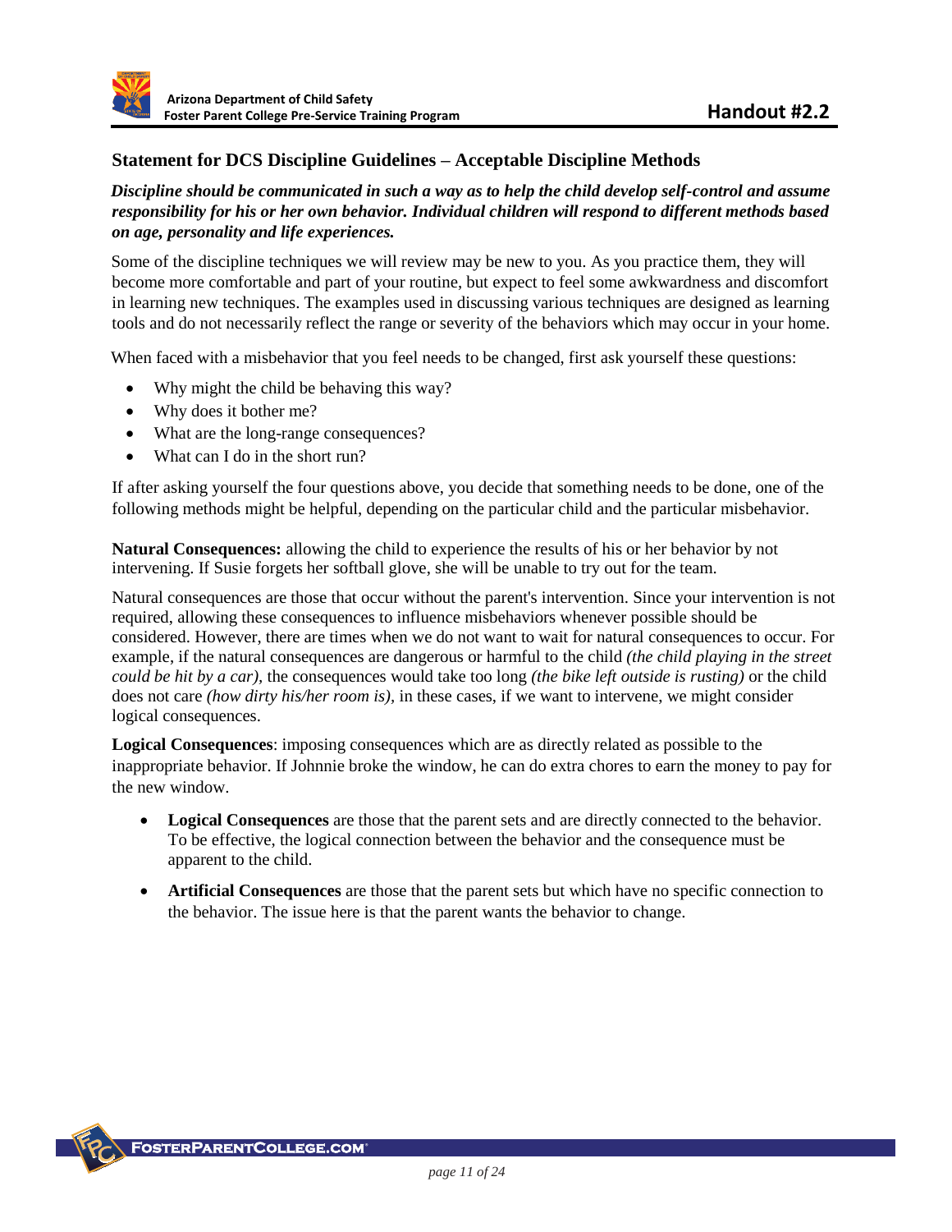## Statement for DCS Discipline Guidelines – Acceptable Discipline Methods

***Discipline should be communicated in such a way as to help the child develop self-control and assume responsibility for his or her own behavior. Individual children will respond to different methods based on age, personality and life experiences.***

Some of the discipline techniques we will review may be new to you. As you practice them, they will become more comfortable and part of your routine, but expect to feel some awkwardness and discomfort in learning new techniques. The examples used in discussing various techniques are designed as learning tools and do not necessarily reflect the range or severity of the behaviors which may occur in your home.

When faced with a misbehavior that you feel needs to be changed, first ask yourself these questions:

- Why might the child be behaving this way?
- Why does it bother me?
- What are the long-range consequences?
- What can I do in the short run?

If after asking yourself the four questions above, you decide that something needs to be done, one of the following methods might be helpful, depending on the particular child and the particular misbehavior.

**Natural Consequences:** allowing the child to experience the results of his or her behavior by not intervening. If Susie forgets her softball glove, she will be unable to try out for the team.

Natural consequences are those that occur without the parent's intervention. Since your intervention is not required, allowing these consequences to influence misbehaviors whenever possible should be considered. However, there are times when we do not want to wait for natural consequences to occur. For example, if the natural consequences are dangerous or harmful to the child *(the child playing in the street could be hit by a car)*, the consequences would take too long *(the bike left outside is rusting)* or the child does not care *(how dirty his/her room is)*, in these cases, if we want to intervene, we might consider logical consequences.

**Logical Consequences**: imposing consequences which are as directly related as possible to the inappropriate behavior. If Johnnie broke the window, he can do extra chores to earn the money to pay for the new window.

- **Logical Consequences** are those that the parent sets and are directly connected to the behavior. To be effective, the logical connection between the behavior and the consequence must be apparent to the child.
- **Artificial Consequences** are those that the parent sets but which have no specific connection to the behavior. The issue here is that the parent wants the behavior to change.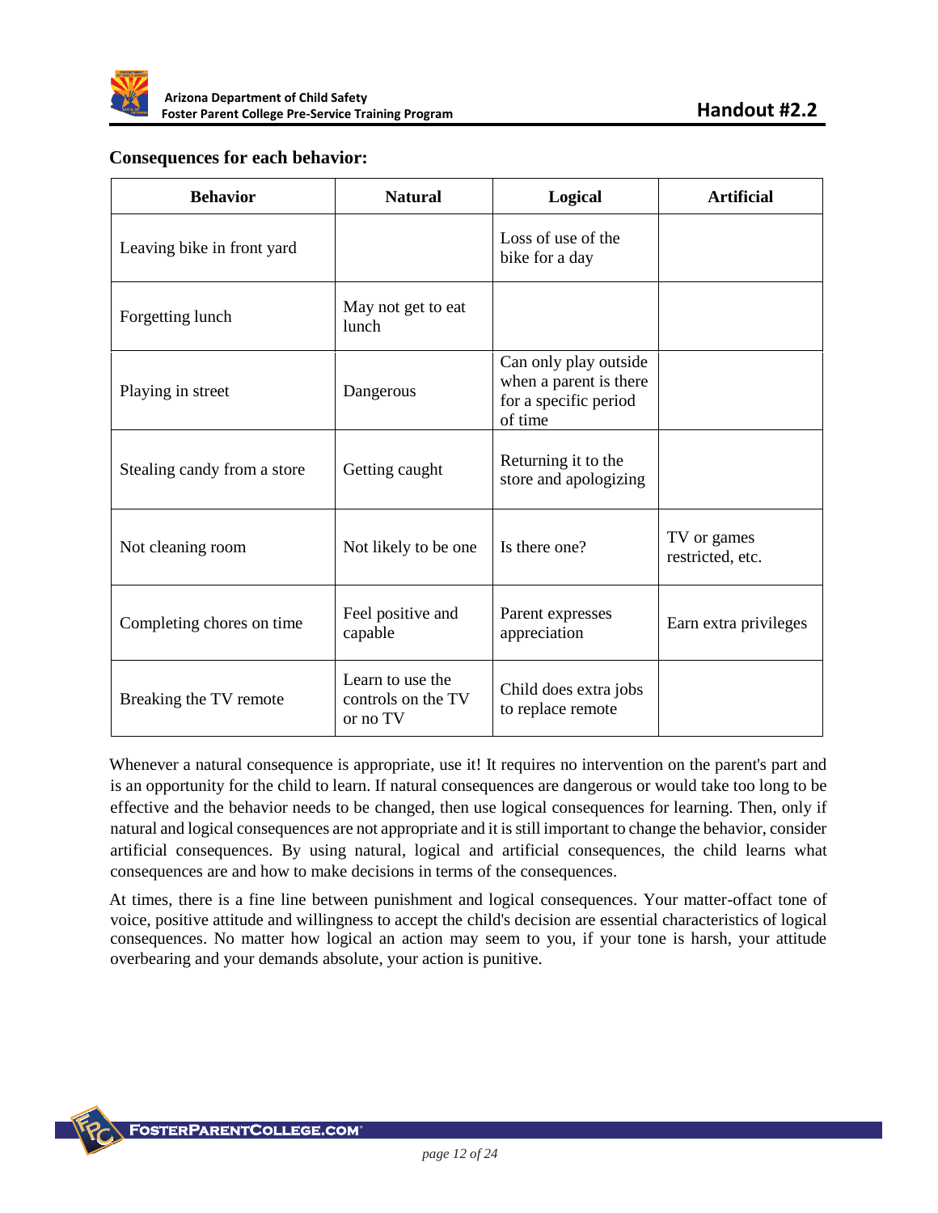**Consequences for each behavior:**

| Behavior | Natural | Logical | Artificial |
|---|---|---|---|
| Leaving bike in front yard | | Loss of use of the bike for a day | |
| Forgetting lunch | May not get to eat lunch | | |
| Playing in street | Dangerous | Can only play outside when a parent is there for a specific period of time | |
| Stealing candy from a store | Getting caught | Returning it to the store and apologizing | |
| Not cleaning room | Not likely to be one | Is there one? | TV or games restricted, etc. |
| Completing chores on time | Feel positive and capable | Parent expresses appreciation | Earn extra privileges |
| Breaking the TV remote | Learn to use the controls on the TV or no TV | Child does extra jobs to replace remote | |

Whenever a natural consequence is appropriate, use it! It requires no intervention on the parent's part and is an opportunity for the child to learn. If natural consequences are dangerous or would take too long to be effective and the behavior needs to be changed, then use logical consequences for learning. Then, only if natural and logical consequences are not appropriate and it is still important to change the behavior, consider artificial consequences. By using natural, logical and artificial consequences, the child learns what consequences are and how to make decisions in terms of the consequences.

At times, there is a fine line between punishment and logical consequences. Your matter-offact tone of voice, positive attitude and willingness to accept the child's decision are essential characteristics of logical consequences. No matter how logical an action may seem to you, if your tone is harsh, your attitude overbearing and your demands absolute, your action is punitive.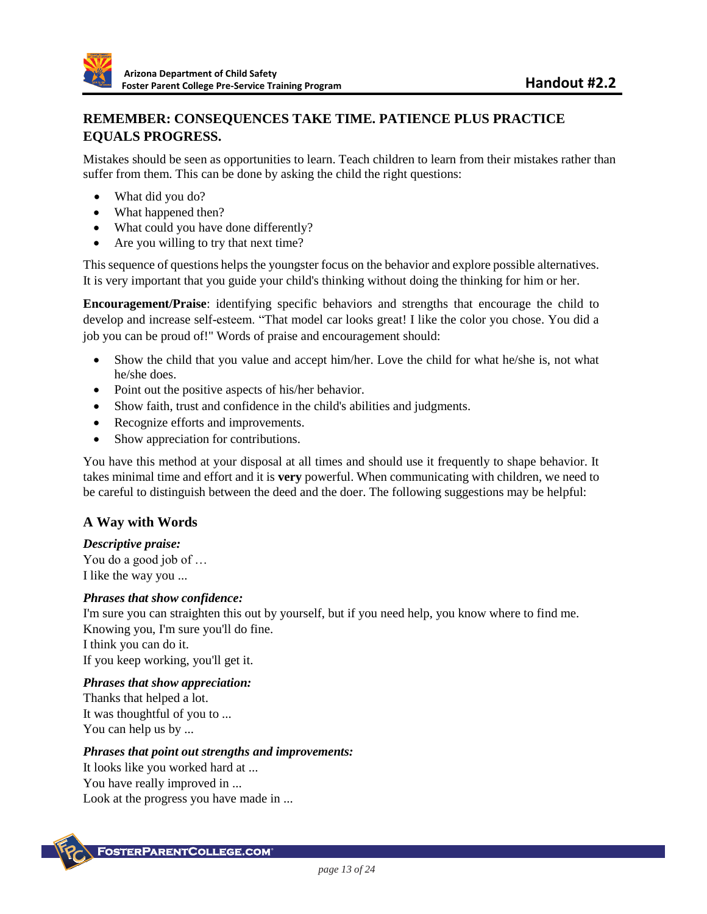## REMEMBER: CONSEQUENCES TAKE TIME. PATIENCE PLUS PRACTICE EQUALS PROGRESS.

Mistakes should be seen as opportunities to learn. Teach children to learn from their mistakes rather than suffer from them. This can be done by asking the child the right questions:

- What did you do?
- What happened then?
- What could you have done differently?
- Are you willing to try that next time?

This sequence of questions helps the youngster focus on the behavior and explore possible alternatives. It is very important that you guide your child's thinking without doing the thinking for him or her.

**Encouragement/Praise**: identifying specific behaviors and strengths that encourage the child to develop and increase self-esteem. "That model car looks great! I like the color you chose. You did a job you can be proud of!" Words of praise and encouragement should:

- Show the child that you value and accept him/her. Love the child for what he/she is, not what he/she does.
- Point out the positive aspects of his/her behavior.
- Show faith, trust and confidence in the child's abilities and judgments.
- Recognize efforts and improvements.
- Show appreciation for contributions.

You have this method at your disposal at all times and should use it frequently to shape behavior. It takes minimal time and effort and it is **very** powerful. When communicating with children, we need to be careful to distinguish between the deed and the doer. The following suggestions may be helpful:

### A Way with Words

***Descriptive praise:***
You do a good job of …
I like the way you ...

***Phrases that show confidence:***
I'm sure you can straighten this out by yourself, but if you need help, you know where to find me.
Knowing you, I'm sure you'll do fine.
I think you can do it.
If you keep working, you'll get it.

***Phrases that show appreciation:***
Thanks that helped a lot.
It was thoughtful of you to ...
You can help us by ...

***Phrases that point out strengths and improvements:***
It looks like you worked hard at ...
You have really improved in ...
Look at the progress you have made in ...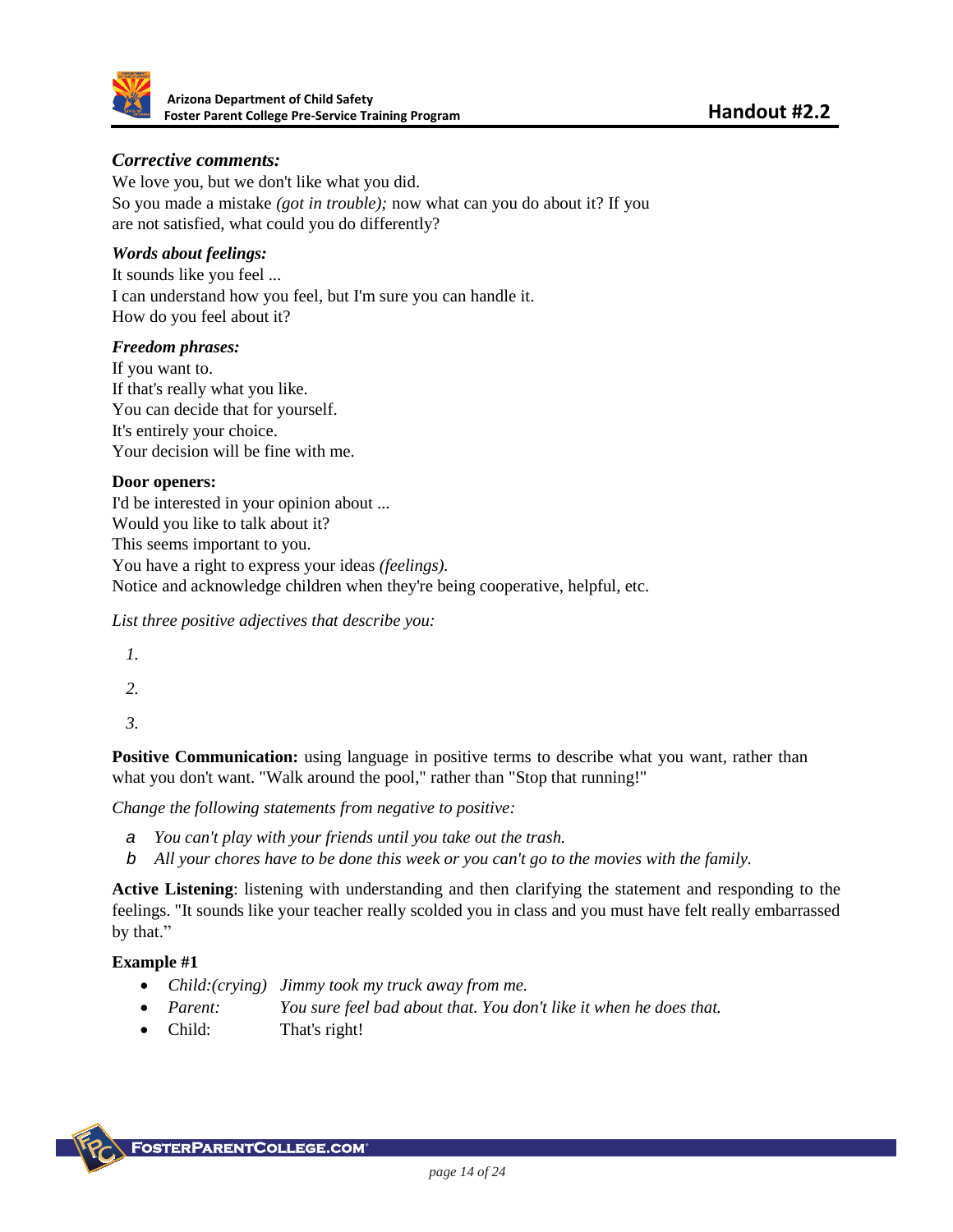***Corrective comments:***
We love you, but we don't like what you did.
So you made a mistake *(got in trouble);* now what can you do about it? If you are not satisfied, what could you do differently?

***Words about feelings:***
It sounds like you feel ...
I can understand how you feel, but I'm sure you can handle it.
How do you feel about it?

***Freedom phrases:***
If you want to.
If that's really what you like.
You can decide that for yourself.
It's entirely your choice.
Your decision will be fine with me.

**Door openers:**
I'd be interested in your opinion about ...
Would you like to talk about it?
This seems important to you.
You have a right to express your ideas *(feelings).*
Notice and acknowledge children when they're being cooperative, helpful, etc.

*List three positive adjectives that describe you:*

1.
2.
3.

**Positive Communication:** using language in positive terms to describe what you want, rather than what you don't want. "Walk around the pool," rather than "Stop that running!"

*Change the following statements from negative to positive:*

a *You can't play with your friends until you take out the trash.*
b *All your chores have to be done this week or you can't go to the movies with the family.*

**Active Listening**: listening with understanding and then clarifying the statement and responding to the feelings. "It sounds like your teacher really scolded you in class and you must have felt really embarrassed by that."

**Example #1**

- *Child:(crying)* *Jimmy took my truck away from me.*
- *Parent:* *You sure feel bad about that. You don't like it when he does that.*
- Child: That's right!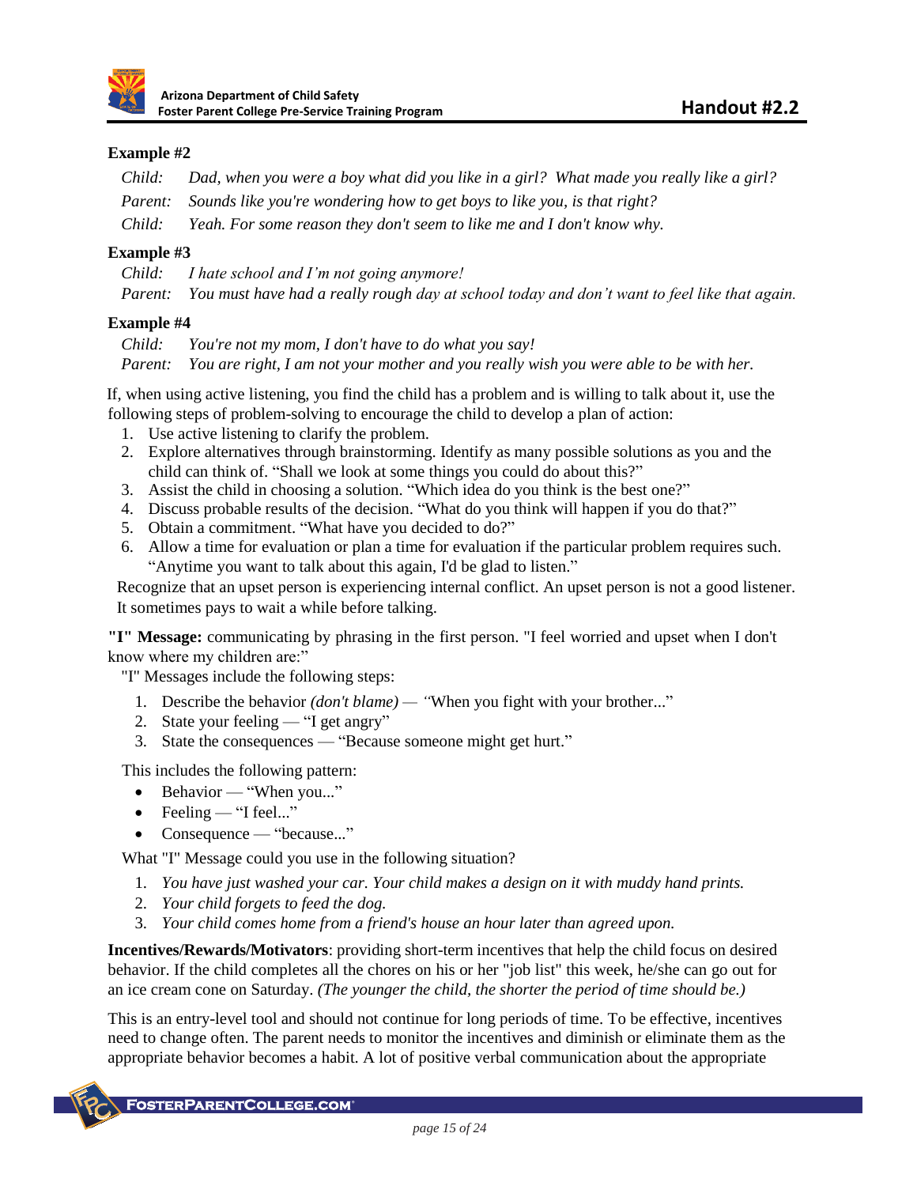**Example #2**

*Child:* *Dad, when you were a boy what did you like in a girl? What made you really like a girl?*

*Parent:* *Sounds like you're wondering how to get boys to like you, is that right?*

*Child:* *Yeah. For some reason they don't seem to like me and I don't know why.*

**Example #3**

*Child:* *I hate school and I'm not going anymore!*

*Parent:* *You must have had a really rough day at school today and don't want to feel like that again.*

**Example #4**

*Child:* *You're not my mom, I don't have to do what you say!*

*Parent:* *You are right, I am not your mother and you really wish you were able to be with her.*

If, when using active listening, you find the child has a problem and is willing to talk about it, use the following steps of problem-solving to encourage the child to develop a plan of action:

1. Use active listening to clarify the problem.
2. Explore alternatives through brainstorming. Identify as many possible solutions as you and the child can think of. "Shall we look at some things you could do about this?"
3. Assist the child in choosing a solution. "Which idea do you think is the best one?"
4. Discuss probable results of the decision. "What do you think will happen if you do that?"
5. Obtain a commitment. "What have you decided to do?"
6. Allow a time for evaluation or plan a time for evaluation if the particular problem requires such. "Anytime you want to talk about this again, I'd be glad to listen."

Recognize that an upset person is experiencing internal conflict. An upset person is not a good listener. It sometimes pays to wait a while before talking.

**"I" Message:** communicating by phrasing in the first person. "I feel worried and upset when I don't know where my children are:"

"I" Messages include the following steps:

1. Describe the behavior *(don't blame)* — "When you fight with your brother..."
2. State your feeling — "I get angry"
3. State the consequences — "Because someone might get hurt."

This includes the following pattern:

- Behavior — "When you..."
- Feeling — "I feel..."
- Consequence — "because..."

What "I" Message could you use in the following situation?

1. *You have just washed your car. Your child makes a design on it with muddy hand prints.*
2. *Your child forgets to feed the dog.*
3. *Your child comes home from a friend's house an hour later than agreed upon.*

**Incentives/Rewards/Motivators**: providing short-term incentives that help the child focus on desired behavior. If the child completes all the chores on his or her "job list" this week, he/she can go out for an ice cream cone on Saturday. *(The younger the child, the shorter the period of time should be.)*

This is an entry-level tool and should not continue for long periods of time. To be effective, incentives need to change often. The parent needs to monitor the incentives and diminish or eliminate them as the appropriate behavior becomes a habit. A lot of positive verbal communication about the appropriate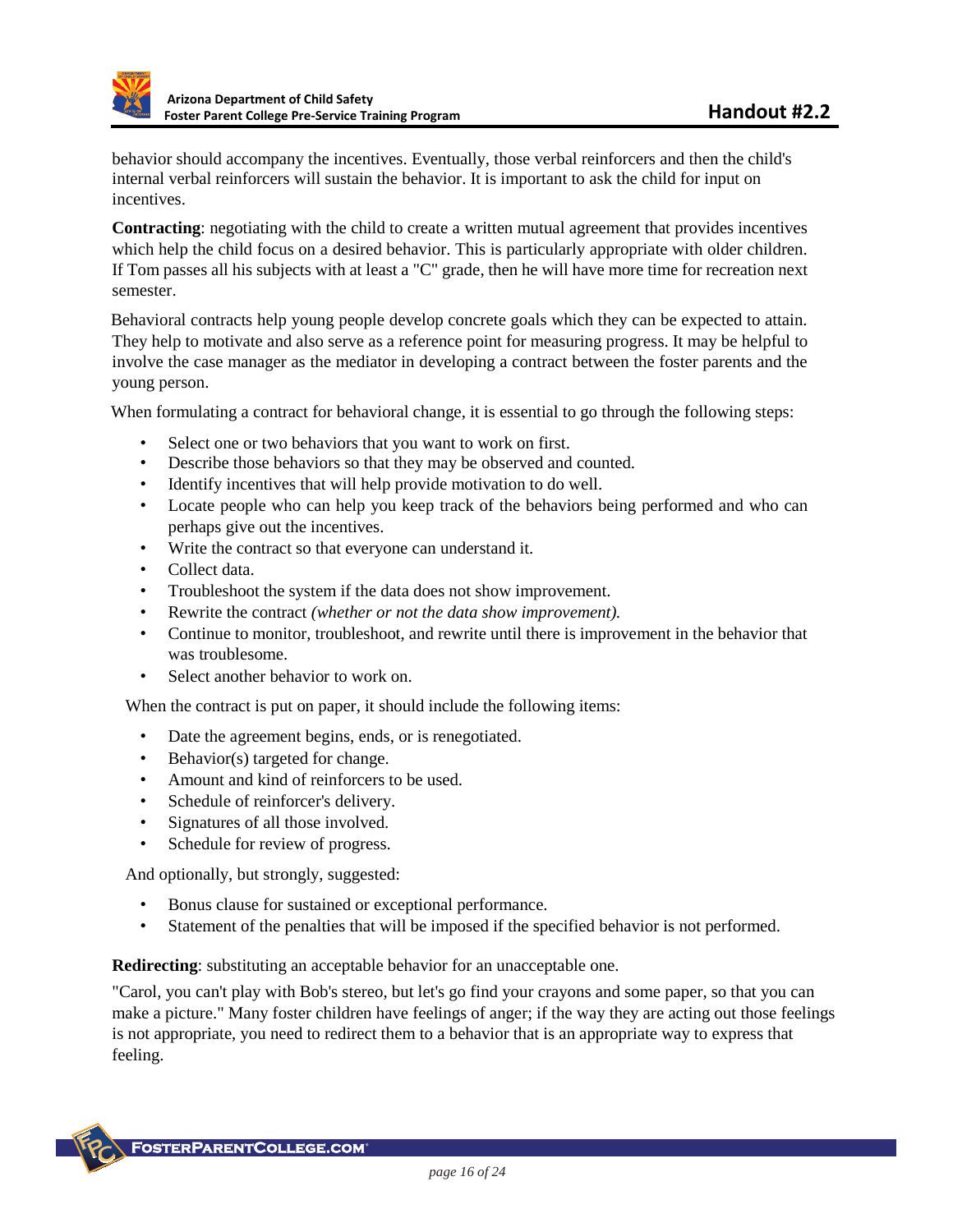behavior should accompany the incentives. Eventually, those verbal reinforcers and then the child's internal verbal reinforcers will sustain the behavior. It is important to ask the child for input on incentives.

**Contracting**: negotiating with the child to create a written mutual agreement that provides incentives which help the child focus on a desired behavior. This is particularly appropriate with older children. If Tom passes all his subjects with at least a "C" grade, then he will have more time for recreation next semester.

Behavioral contracts help young people develop concrete goals which they can be expected to attain. They help to motivate and also serve as a reference point for measuring progress. It may be helpful to involve the case manager as the mediator in developing a contract between the foster parents and the young person.

When formulating a contract for behavioral change, it is essential to go through the following steps:

- Select one or two behaviors that you want to work on first.
- Describe those behaviors so that they may be observed and counted.
- Identify incentives that will help provide motivation to do well.
- Locate people who can help you keep track of the behaviors being performed and who can perhaps give out the incentives.
- Write the contract so that everyone can understand it.
- Collect data.
- Troubleshoot the system if the data does not show improvement.
- Rewrite the contract *(whether or not the data show improvement).*
- Continue to monitor, troubleshoot, and rewrite until there is improvement in the behavior that was troublesome.
- Select another behavior to work on.

When the contract is put on paper, it should include the following items:

- Date the agreement begins, ends, or is renegotiated.
- Behavior(s) targeted for change.
- Amount and kind of reinforcers to be used.
- Schedule of reinforcer's delivery.
- Signatures of all those involved.
- Schedule for review of progress.

And optionally, but strongly, suggested:

- Bonus clause for sustained or exceptional performance.
- Statement of the penalties that will be imposed if the specified behavior is not performed.

**Redirecting**: substituting an acceptable behavior for an unacceptable one.

"Carol, you can't play with Bob's stereo, but let's go find your crayons and some paper, so that you can make a picture." Many foster children have feelings of anger; if the way they are acting out those feelings is not appropriate, you need to redirect them to a behavior that is an appropriate way to express that feeling.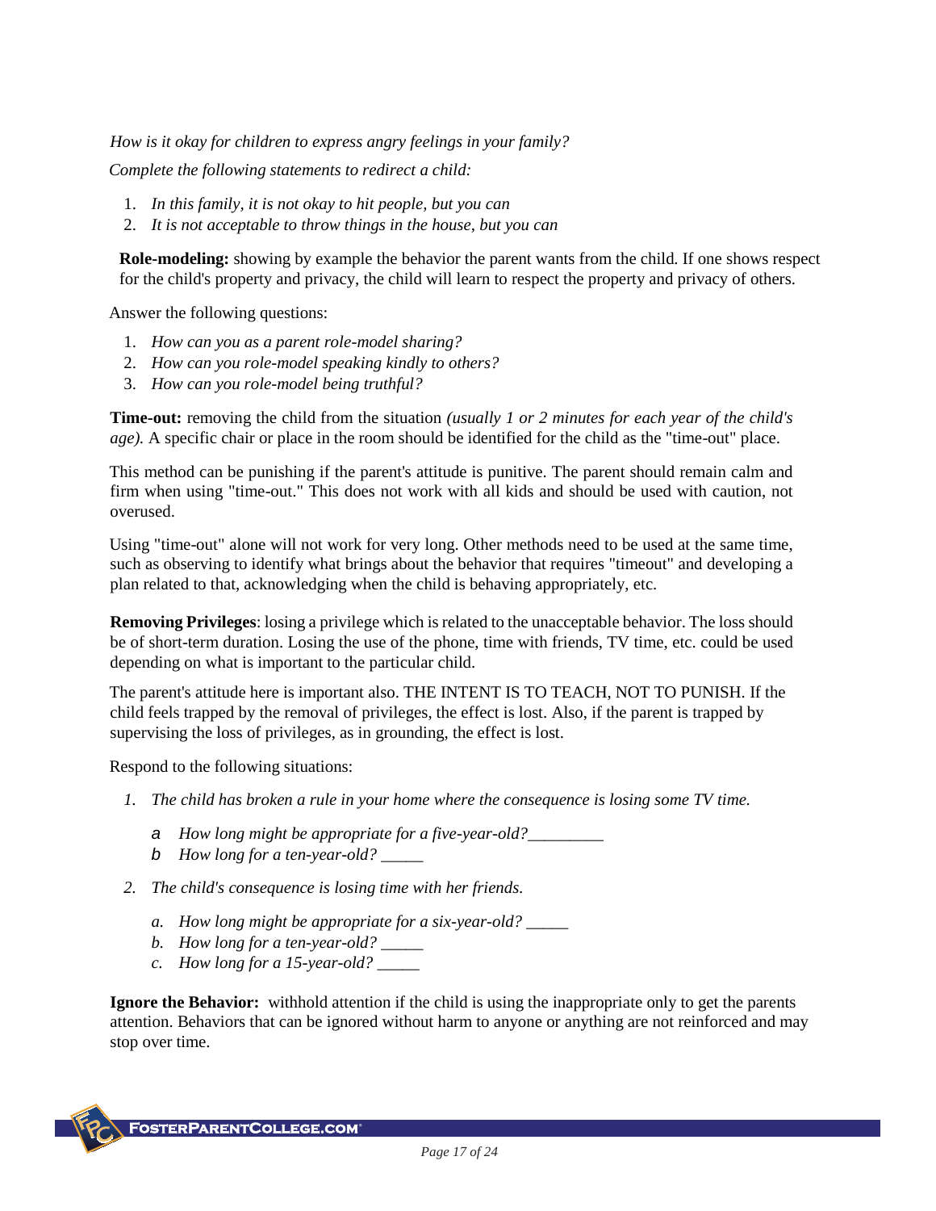*How is it okay for children to express angry feelings in your family?*

*Complete the following statements to redirect a child:*

1. *In this family, it is not okay to hit people, but you can*
2. *It is not acceptable to throw things in the house, but you can*

**Role-modeling:** showing by example the behavior the parent wants from the child. If one shows respect for the child's property and privacy, the child will learn to respect the property and privacy of others.

Answer the following questions:

1. *How can you as a parent role-model sharing?*
2. *How can you role-model speaking kindly to others?*
3. *How can you role-model being truthful?*

**Time-out:** removing the child from the situation *(usually 1 or 2 minutes for each year of the child's age).* A specific chair or place in the room should be identified for the child as the "time-out" place.

This method can be punishing if the parent's attitude is punitive. The parent should remain calm and firm when using "time-out." This does not work with all kids and should be used with caution, not overused.

Using "time-out" alone will not work for very long. Other methods need to be used at the same time, such as observing to identify what brings about the behavior that requires "timeout" and developing a plan related to that, acknowledging when the child is behaving appropriately, etc.

**Removing Privileges**: losing a privilege which is related to the unacceptable behavior. The loss should be of short-term duration. Losing the use of the phone, time with friends, TV time, etc. could be used depending on what is important to the particular child.

The parent's attitude here is important also. THE INTENT IS TO TEACH, NOT TO PUNISH. If the child feels trapped by the removal of privileges, the effect is lost. Also, if the parent is trapped by supervising the loss of privileges, as in grounding, the effect is lost.

Respond to the following situations:

1. *The child has broken a rule in your home where the consequence is losing some TV time.*
   a. *How long might be appropriate for a five-year-old?_________*
   b. *How long for a ten-year-old? _____*
2. *The child's consequence is losing time with her friends.*
   a. *How long might be appropriate for a six-year-old? _____*
   b. *How long for a ten-year-old? _____*
   c. *How long for a 15-year-old? _____*

**Ignore the Behavior:** withhold attention if the child is using the inappropriate only to get the parents attention. Behaviors that can be ignored without harm to anyone or anything are not reinforced and may stop over time.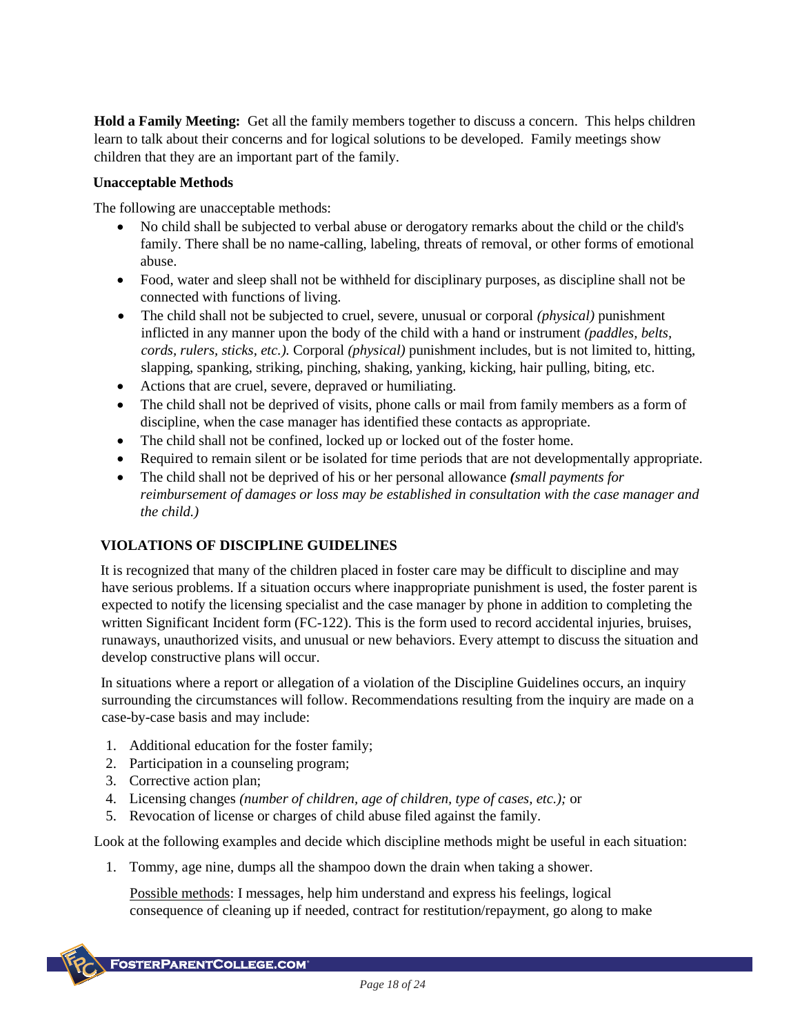**Hold a Family Meeting:** Get all the family members together to discuss a concern. This helps children learn to talk about their concerns and for logical solutions to be developed. Family meetings show children that they are an important part of the family.

### Unacceptable Methods

The following are unacceptable methods:

- No child shall be subjected to verbal abuse or derogatory remarks about the child or the child's family. There shall be no name-calling, labeling, threats of removal, or other forms of emotional abuse.
- Food, water and sleep shall not be withheld for disciplinary purposes, as discipline shall not be connected with functions of living.
- The child shall not be subjected to cruel, severe, unusual or corporal *(physical)* punishment inflicted in any manner upon the body of the child with a hand or instrument *(paddles, belts, cords, rulers, sticks, etc.).* Corporal *(physical)* punishment includes, but is not limited to, hitting, slapping, spanking, striking, pinching, shaking, yanking, kicking, hair pulling, biting, etc.
- Actions that are cruel, severe, depraved or humiliating.
- The child shall not be deprived of visits, phone calls or mail from family members as a form of discipline, when the case manager has identified these contacts as appropriate.
- The child shall not be confined, locked up or locked out of the foster home.
- Required to remain silent or be isolated for time periods that are not developmentally appropriate.
- The child shall not be deprived of his or her personal allowance ***(****small payments for reimbursement of damages or loss may be established in consultation with the case manager and the child.)*

### VIOLATIONS OF DISCIPLINE GUIDELINES

It is recognized that many of the children placed in foster care may be difficult to discipline and may have serious problems. If a situation occurs where inappropriate punishment is used, the foster parent is expected to notify the licensing specialist and the case manager by phone in addition to completing the written Significant Incident form (FC-122). This is the form used to record accidental injuries, bruises, runaways, unauthorized visits, and unusual or new behaviors. Every attempt to discuss the situation and develop constructive plans will occur.

In situations where a report or allegation of a violation of the Discipline Guidelines occurs, an inquiry surrounding the circumstances will follow. Recommendations resulting from the inquiry are made on a case-by-case basis and may include:

1. Additional education for the foster family;
2. Participation in a counseling program;
3. Corrective action plan;
4. Licensing changes *(number of children, age of children, type of cases, etc.);* or
5. Revocation of license or charges of child abuse filed against the family.

Look at the following examples and decide which discipline methods might be useful in each situation:

1. Tommy, age nine, dumps all the shampoo down the drain when taking a shower.

   <u>Possible methods</u>: I messages, help him understand and express his feelings, logical consequence of cleaning up if needed, contract for restitution/repayment, go along to make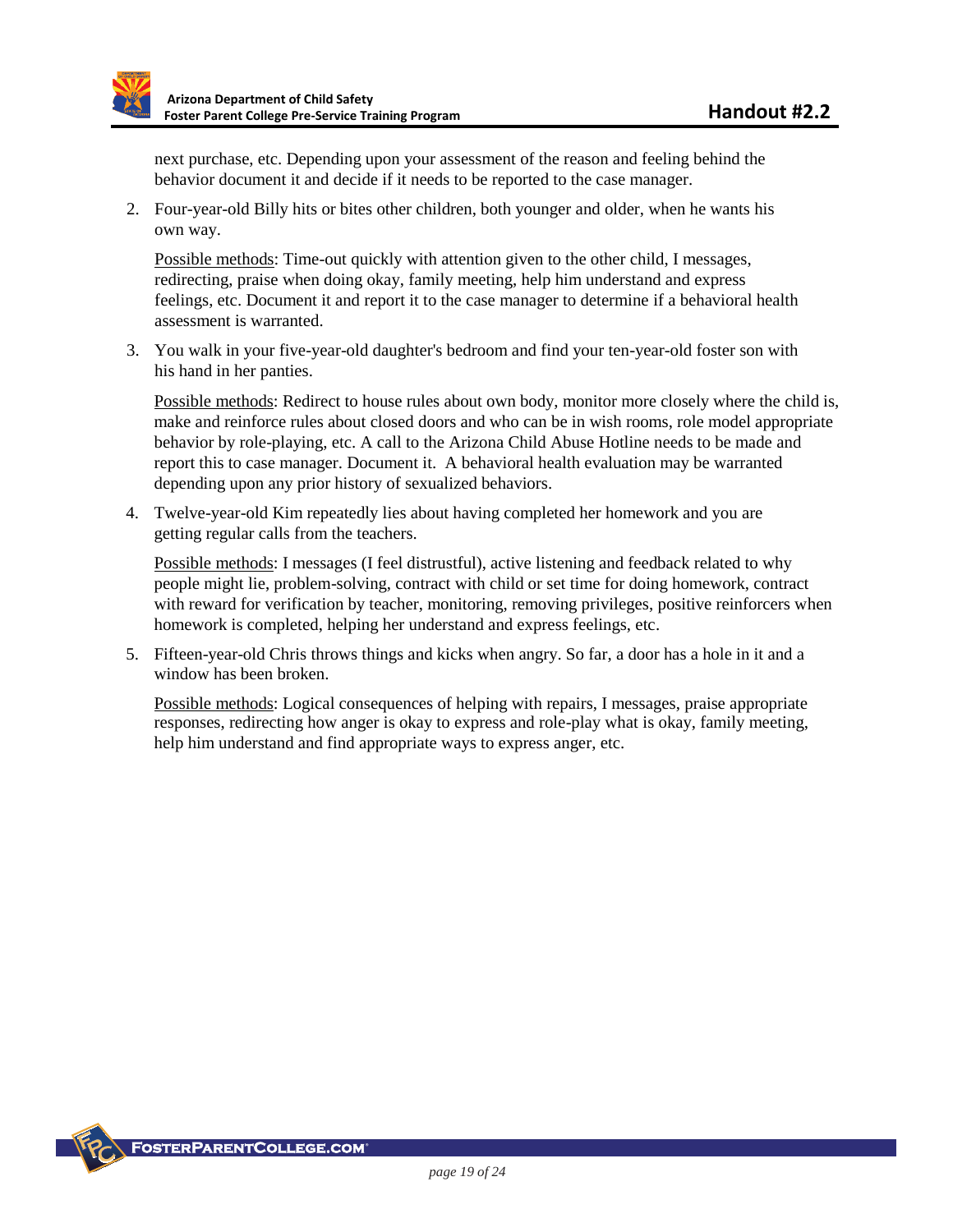next purchase, etc. Depending upon your assessment of the reason and feeling behind the behavior document it and decide if it needs to be reported to the case manager.

2. Four-year-old Billy hits or bites other children, both younger and older, when he wants his own way.

   Possible methods: Time-out quickly with attention given to the other child, I messages, redirecting, praise when doing okay, family meeting, help him understand and express feelings, etc. Document it and report it to the case manager to determine if a behavioral health assessment is warranted.

3. You walk in your five-year-old daughter's bedroom and find your ten-year-old foster son with his hand in her panties.

   Possible methods: Redirect to house rules about own body, monitor more closely where the child is, make and reinforce rules about closed doors and who can be in wish rooms, role model appropriate behavior by role-playing, etc. A call to the Arizona Child Abuse Hotline needs to be made and report this to case manager. Document it. A behavioral health evaluation may be warranted depending upon any prior history of sexualized behaviors.

4. Twelve-year-old Kim repeatedly lies about having completed her homework and you are getting regular calls from the teachers.

   Possible methods: I messages (I feel distrustful), active listening and feedback related to why people might lie, problem-solving, contract with child or set time for doing homework, contract with reward for verification by teacher, monitoring, removing privileges, positive reinforcers when homework is completed, helping her understand and express feelings, etc.

5. Fifteen-year-old Chris throws things and kicks when angry. So far, a door has a hole in it and a window has been broken.

   Possible methods: Logical consequences of helping with repairs, I messages, praise appropriate responses, redirecting how anger is okay to express and role-play what is okay, family meeting, help him understand and find appropriate ways to express anger, etc.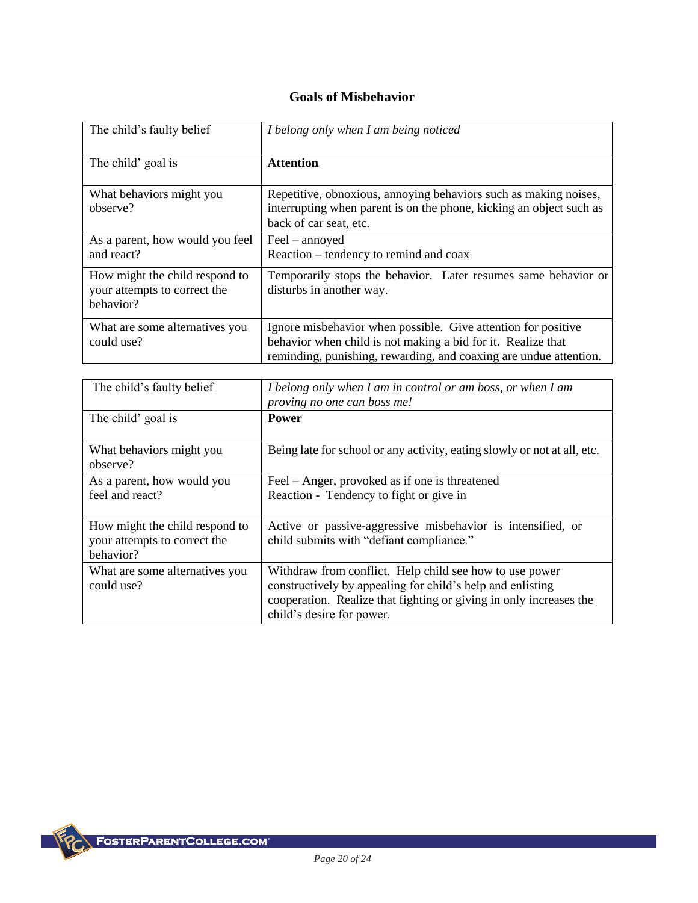## Goals of Misbehavior

| The child's faulty belief | *I belong only when I am being noticed* |
|---|---|
| The child' goal is | **Attention** |
| What behaviors might you observe? | Repetitive, obnoxious, annoying behaviors such as making noises, interrupting when parent is on the phone, kicking an object such as back of car seat, etc. |
| As a parent, how would you feel and react? | Feel – annoyed<br>Reaction – tendency to remind and coax |
| How might the child respond to your attempts to correct the behavior? | Temporarily stops the behavior. Later resumes same behavior or disturbs in another way. |
| What are some alternatives you could use? | Ignore misbehavior when possible. Give attention for positive behavior when child is not making a bid for it. Realize that reminding, punishing, rewarding, and coaxing are undue attention. |

| The child's faulty belief | *I belong only when I am in control or am boss, or when I am proving no one can boss me!* |
|---|---|
| The child' goal is | **Power** |
| What behaviors might you observe? | Being late for school or any activity, eating slowly or not at all, etc. |
| As a parent, how would you feel and react? | Feel – Anger, provoked as if one is threatened<br>Reaction - Tendency to fight or give in |
| How might the child respond to your attempts to correct the behavior? | Active or passive-aggressive misbehavior is intensified, or child submits with "defiant compliance." |
| What are some alternatives you could use? | Withdraw from conflict. Help child see how to use power constructively by appealing for child's help and enlisting cooperation. Realize that fighting or giving in only increases the child's desire for power. |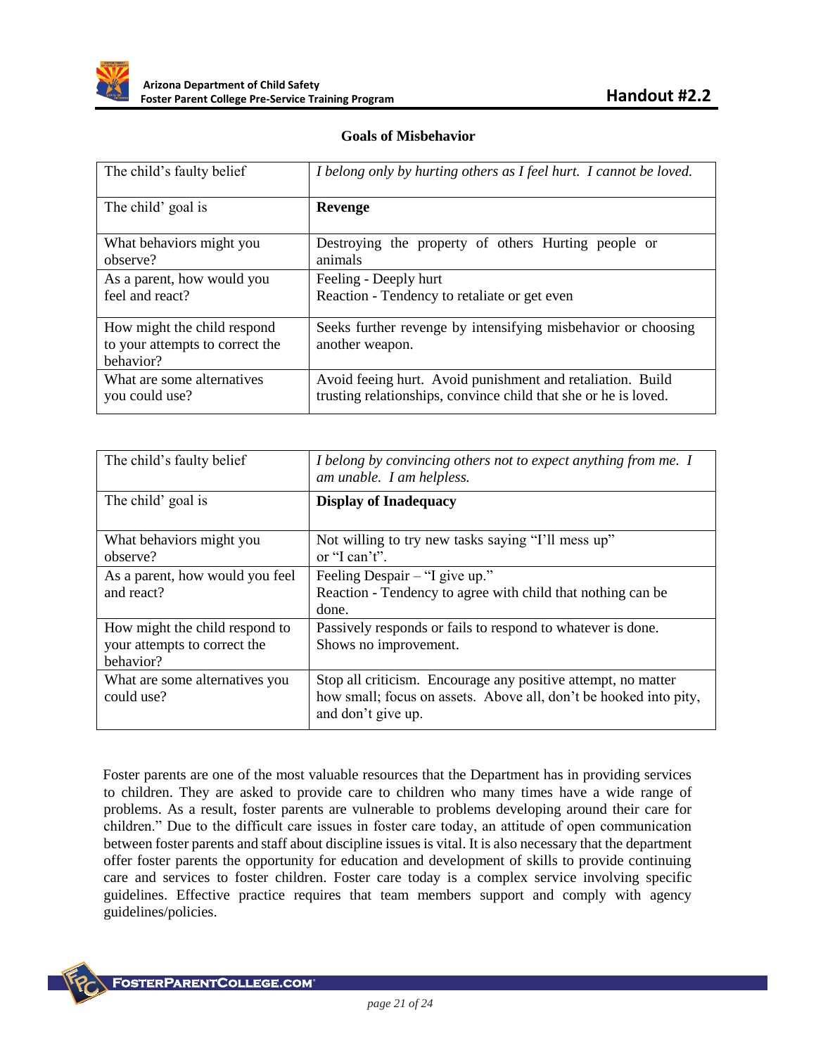**Goals of Misbehavior**

| | |
|---|---|
| The child's faulty belief | *I belong only by hurting others as I feel hurt. I cannot be loved.* |
| The child' goal is | **Revenge** |
| What behaviors might you observe? | Destroying the property of others Hurting people or animals |
| As a parent, how would you feel and react? | Feeling - Deeply hurt<br>Reaction - Tendency to retaliate or get even |
| How might the child respond to your attempts to correct the behavior? | Seeks further revenge by intensifying misbehavior or choosing another weapon. |
| What are some alternatives you could use? | Avoid feeing hurt. Avoid punishment and retaliation. Build trusting relationships, convince child that she or he is loved. |

| | |
|---|---|
| The child's faulty belief | *I belong by convincing others not to expect anything from me. I am unable. I am helpless.* |
| The child' goal is | **Display of Inadequacy** |
| What behaviors might you observe? | Not willing to try new tasks saying "I'll mess up" or "I can't". |
| As a parent, how would you feel and react? | Feeling Despair – "I give up."<br>Reaction - Tendency to agree with child that nothing can be done. |
| How might the child respond to your attempts to correct the behavior? | Passively responds or fails to respond to whatever is done. Shows no improvement. |
| What are some alternatives you could use? | Stop all criticism. Encourage any positive attempt, no matter how small; focus on assets. Above all, don't be hooked into pity, and don't give up. |

Foster parents are one of the most valuable resources that the Department has in providing services to children. They are asked to provide care to children who many times have a wide range of problems. As a result, foster parents are vulnerable to problems developing around their care for children." Due to the difficult care issues in foster care today, an attitude of open communication between foster parents and staff about discipline issues is vital. It is also necessary that the department offer foster parents the opportunity for education and development of skills to provide continuing care and services to foster children. Foster care today is a complex service involving specific guidelines. Effective practice requires that team members support and comply with agency guidelines/policies.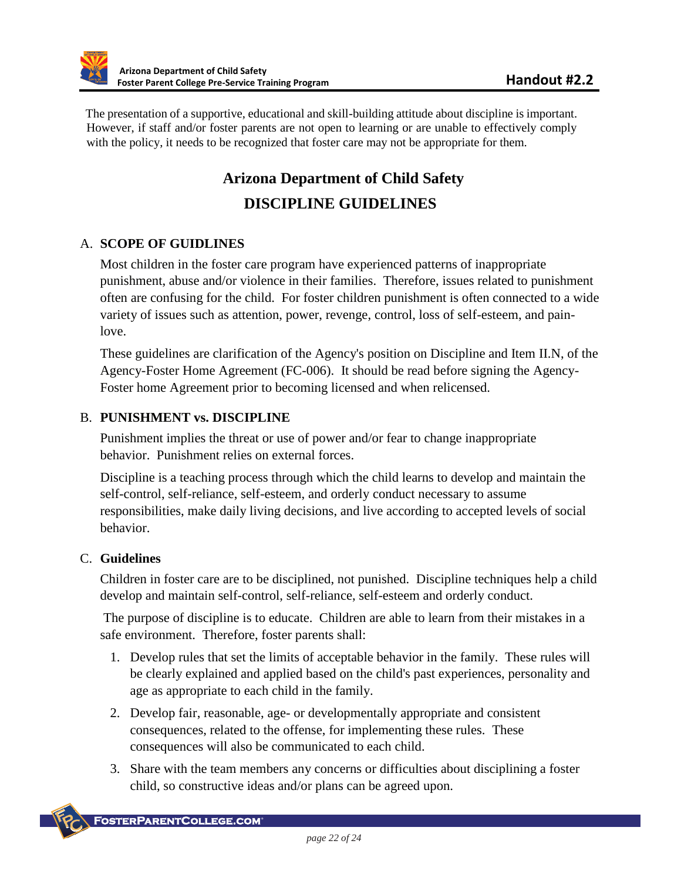The presentation of a supportive, educational and skill-building attitude about discipline is important. However, if staff and/or foster parents are not open to learning or are unable to effectively comply with the policy, it needs to be recognized that foster care may not be appropriate for them.

# Arizona Department of Child Safety
# DISCIPLINE GUIDELINES

## A. SCOPE OF GUIDLINES

Most children in the foster care program have experienced patterns of inappropriate punishment, abuse and/or violence in their families. Therefore, issues related to punishment often are confusing for the child. For foster children punishment is often connected to a wide variety of issues such as attention, power, revenge, control, loss of self-esteem, and pain-love.

These guidelines are clarification of the Agency's position on Discipline and Item II.N, of the Agency-Foster Home Agreement (FC-006). It should be read before signing the Agency-Foster home Agreement prior to becoming licensed and when relicensed.

## B. PUNISHMENT vs. DISCIPLINE

Punishment implies the threat or use of power and/or fear to change inappropriate behavior. Punishment relies on external forces.

Discipline is a teaching process through which the child learns to develop and maintain the self-control, self-reliance, self-esteem, and orderly conduct necessary to assume responsibilities, make daily living decisions, and live according to accepted levels of social behavior.

## C. Guidelines

Children in foster care are to be disciplined, not punished. Discipline techniques help a child develop and maintain self-control, self-reliance, self-esteem and orderly conduct.

The purpose of discipline is to educate. Children are able to learn from their mistakes in a safe environment. Therefore, foster parents shall:

1. Develop rules that set the limits of acceptable behavior in the family. These rules will be clearly explained and applied based on the child's past experiences, personality and age as appropriate to each child in the family.
2. Develop fair, reasonable, age- or developmentally appropriate and consistent consequences, related to the offense, for implementing these rules. These consequences will also be communicated to each child.
3. Share with the team members any concerns or difficulties about disciplining a foster child, so constructive ideas and/or plans can be agreed upon.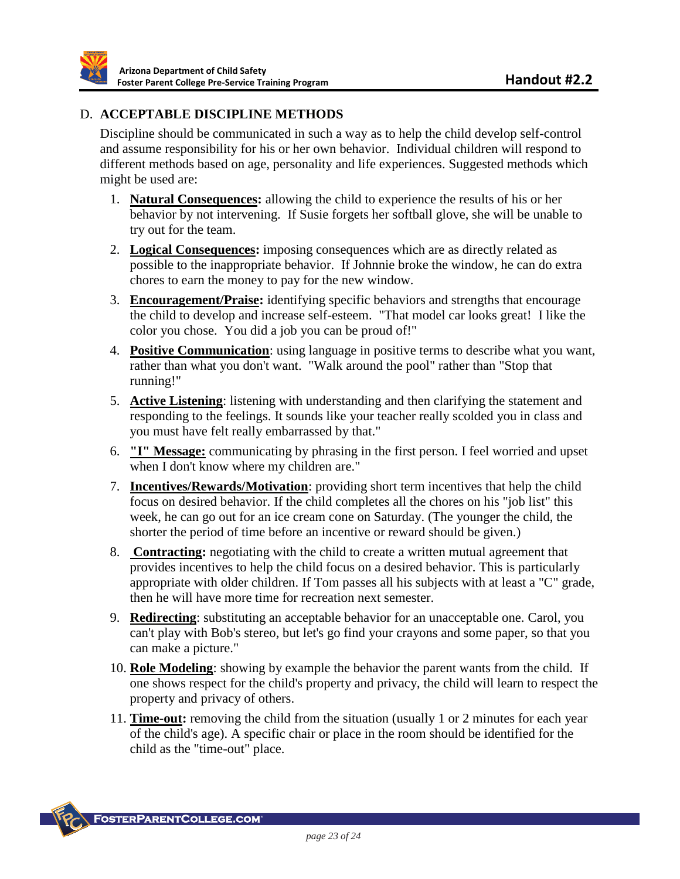## D. ACCEPTABLE DISCIPLINE METHODS

Discipline should be communicated in such a way as to help the child develop self-control and assume responsibility for his or her own behavior. Individual children will respond to different methods based on age, personality and life experiences. Suggested methods which might be used are:

1. **Natural Consequences:** allowing the child to experience the results of his or her behavior by not intervening. If Susie forgets her softball glove, she will be unable to try out for the team.
2. **Logical Consequences:** imposing consequences which are as directly related as possible to the inappropriate behavior. If Johnnie broke the window, he can do extra chores to earn the money to pay for the new window.
3. **Encouragement/Praise:** identifying specific behaviors and strengths that encourage the child to develop and increase self-esteem. "That model car looks great! I like the color you chose. You did a job you can be proud of!"
4. **Positive Communication**: using language in positive terms to describe what you want, rather than what you don't want. "Walk around the pool" rather than "Stop that running!"
5. **Active Listening**: listening with understanding and then clarifying the statement and responding to the feelings. It sounds like your teacher really scolded you in class and you must have felt really embarrassed by that."
6. **"I" Message:** communicating by phrasing in the first person. I feel worried and upset when I don't know where my children are."
7. **Incentives/Rewards/Motivation**: providing short term incentives that help the child focus on desired behavior. If the child completes all the chores on his "job list" this week, he can go out for an ice cream cone on Saturday. (The younger the child, the shorter the period of time before an incentive or reward should be given.)
8. **Contracting:** negotiating with the child to create a written mutual agreement that provides incentives to help the child focus on a desired behavior. This is particularly appropriate with older children. If Tom passes all his subjects with at least a "C" grade, then he will have more time for recreation next semester.
9. **Redirecting**: substituting an acceptable behavior for an unacceptable one. Carol, you can't play with Bob's stereo, but let's go find your crayons and some paper, so that you can make a picture."
10. **Role Modeling**: showing by example the behavior the parent wants from the child. If one shows respect for the child's property and privacy, the child will learn to respect the property and privacy of others.
11. **Time-out:** removing the child from the situation (usually 1 or 2 minutes for each year of the child's age). A specific chair or place in the room should be identified for the child as the "time-out" place.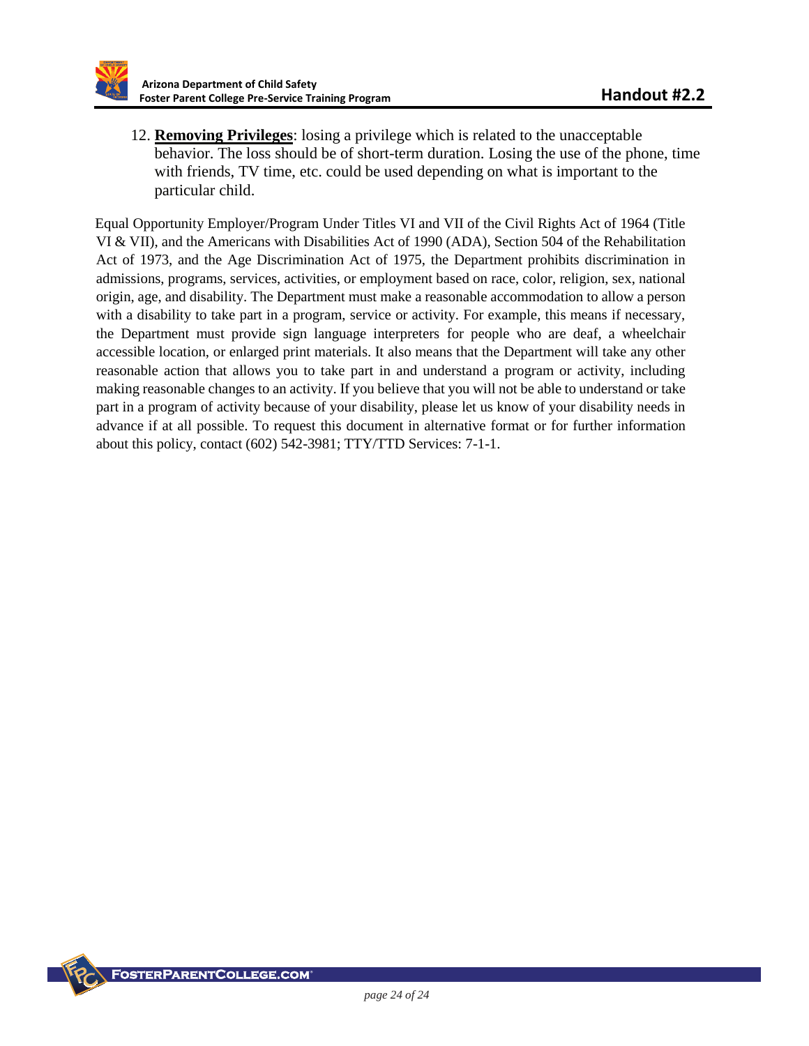12. **Removing Privileges**: losing a privilege which is related to the unacceptable behavior. The loss should be of short-term duration. Losing the use of the phone, time with friends, TV time, etc. could be used depending on what is important to the particular child.

Equal Opportunity Employer/Program Under Titles VI and VII of the Civil Rights Act of 1964 (Title VI & VII), and the Americans with Disabilities Act of 1990 (ADA), Section 504 of the Rehabilitation Act of 1973, and the Age Discrimination Act of 1975, the Department prohibits discrimination in admissions, programs, services, activities, or employment based on race, color, religion, sex, national origin, age, and disability. The Department must make a reasonable accommodation to allow a person with a disability to take part in a program, service or activity. For example, this means if necessary, the Department must provide sign language interpreters for people who are deaf, a wheelchair accessible location, or enlarged print materials. It also means that the Department will take any other reasonable action that allows you to take part in and understand a program or activity, including making reasonable changes to an activity. If you believe that you will not be able to understand or take part in a program of activity because of your disability, please let us know of your disability needs in advance if at all possible. To request this document in alternative format or for further information about this policy, contact (602) 542-3981; TTY/TTD Services: 7-1-1.